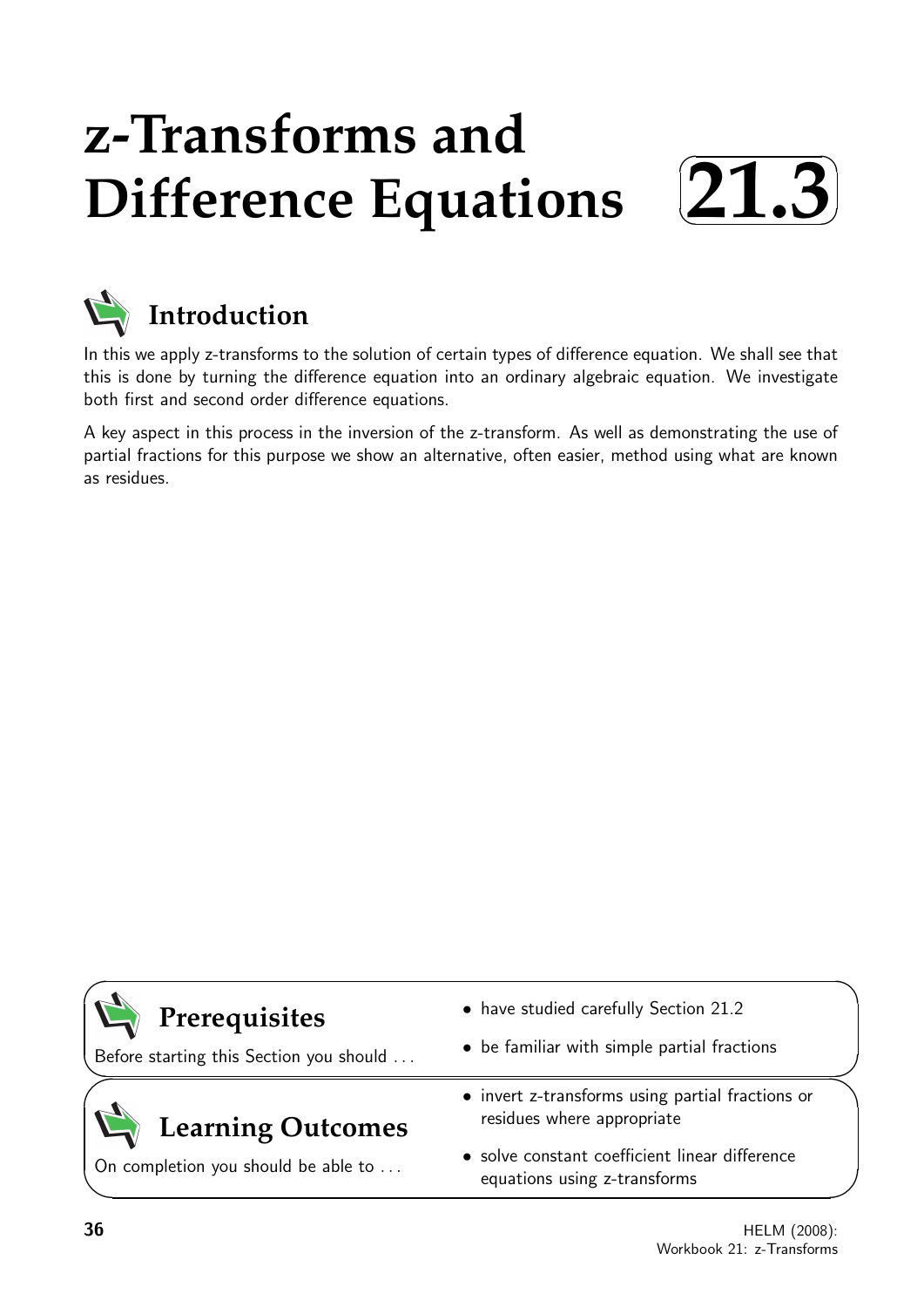# z-Transforms and Difference Equations 21.3

## Introduction

In this we apply z-transforms to the solution of certain types of difference equation. We shall see that this is done by turning the difference equation into an ordinary algebraic equation. We investigate both first and second order difference equations.

A key aspect in this process in the inversion of the z-transform. As well as demonstrating the use of partial fractions for this purpose we show an alternative, often easier, method using what are known as residues.

## Prerequisites

Before starting this Section you should ...

- have studied carefully Section 21.2
- be familiar with simple partial fractions

## Learning Outcomes

On completion you should be able to ...

- invert z-transforms using partial fractions or residues where appropriate
- solve constant coefficient linear difference equations using z-transforms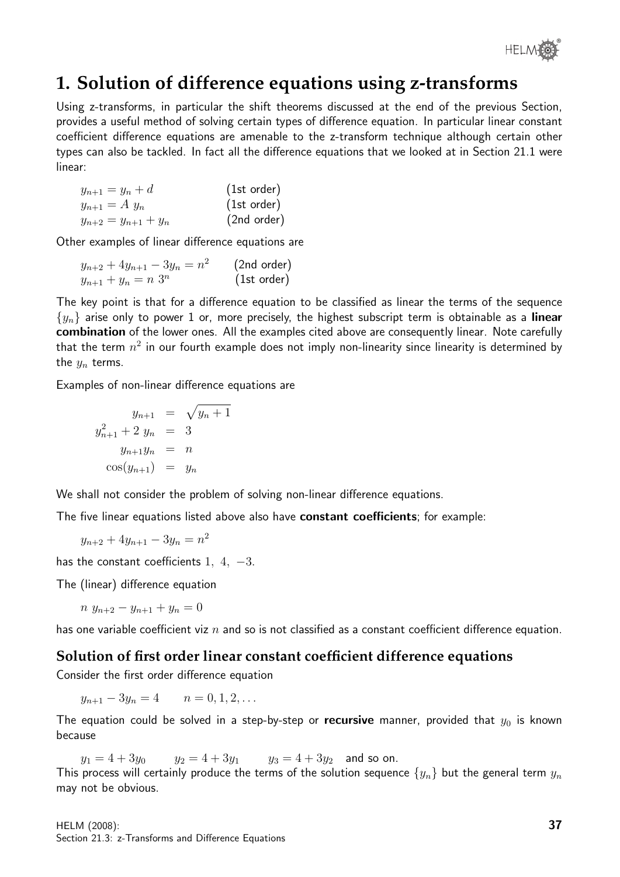# 1. Solution of difference equations using z-transforms

Using z-transforms, in particular the shift theorems discussed at the end of the previous Section, provides a useful method of solving certain types of difference equation. In particular linear constant coefficient difference equations are amenable to the z-transform technique although certain other types can also be tackled. In fact all the difference equations that we looked at in Section 21.1 were linear:

| | |
|---|---|
| $y_{n+1} = y_n + d$ | (1st order) |
| $y_{n+1} = A\ y_n$ | (1st order) |
| $y_{n+2} = y_{n+1} + y_n$ | (2nd order) |

Other examples of linear difference equations are

| | |
|---|---|
| $y_{n+2} + 4y_{n+1} - 3y_n = n^2$ | (2nd order) |
| $y_{n+1} + y_n = n\ 3^n$ | (1st order) |

The key point is that for a difference equation to be classified as linear the terms of the sequence $\{y_n\}$ arise only to power 1 or, more precisely, the highest subscript term is obtainable as a **linear combination** of the lower ones. All the examples cited above are consequently linear. Note carefully that the term $n^2$ in our fourth example does not imply non-linearity since linearity is determined by the $y_n$ terms.

Examples of non-linear difference equations are

$$\begin{aligned} y_{n+1} &= \sqrt{y_n + 1} \\ y_{n+1}^2 + 2\ y_n &= 3 \\ y_{n+1}y_n &= n \\ \cos(y_{n+1}) &= y_n \end{aligned}$$

We shall not consider the problem of solving non-linear difference equations.

The five linear equations listed above also have **constant coefficients**; for example:

$$y_{n+2} + 4y_{n+1} - 3y_n = n^2$$

has the constant coefficients $1,\ 4,\ -3$.

The (linear) difference equation

$$n\ y_{n+2} - y_{n+1} + y_n = 0$$

has one variable coefficient viz $n$ and so is not classified as a constant coefficient difference equation.

## Solution of first order linear constant coefficient difference equations

Consider the first order difference equation

$$y_{n+1} - 3y_n = 4 \qquad n = 0, 1, 2, \ldots$$

The equation could be solved in a step-by-step or **recursive** manner, provided that $y_0$ is known because

$$y_1 = 4 + 3y_0 \qquad y_2 = 4 + 3y_1 \qquad y_3 = 4 + 3y_2 \quad \text{and so on.}$$

This process will certainly produce the terms of the solution sequence $\{y_n\}$ but the general term $y_n$ may not be obvious.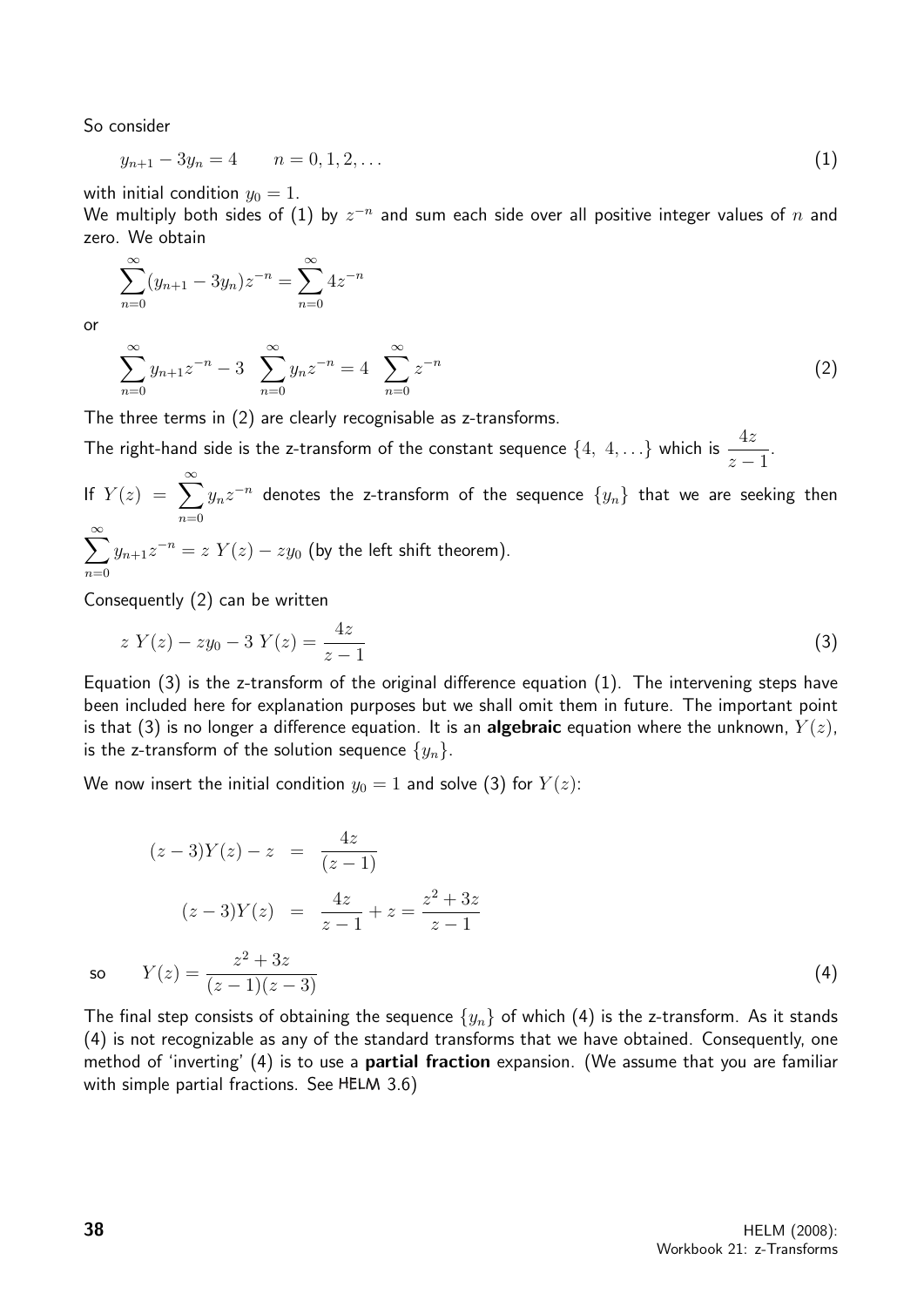So consider

$$y_{n+1} - 3y_n = 4 \qquad n = 0, 1, 2, \ldots \tag{1}$$

with initial condition $y_0 = 1$.

We multiply both sides of (1) by $z^{-n}$ and sum each side over all positive integer values of $n$ and zero. We obtain

$$\sum_{n=0}^{\infty}(y_{n+1} - 3y_n)z^{-n} = \sum_{n=0}^{\infty} 4z^{-n}$$

or

$$\sum_{n=0}^{\infty} y_{n+1}z^{-n} - 3 \sum_{n=0}^{\infty} y_n z^{-n} = 4 \sum_{n=0}^{\infty} z^{-n} \tag{2}$$

The three terms in (2) are clearly recognisable as z-transforms.

The right-hand side is the z-transform of the constant sequence $\{4, \; 4, \ldots\}$ which is $\dfrac{4z}{z-1}$.

If $Y(z) = \displaystyle\sum_{n=0}^{\infty} y_n z^{-n}$ denotes the z-transform of the sequence $\{y_n\}$ that we are seeking then $\displaystyle\sum_{n=0}^{\infty} y_{n+1}z^{-n} = z\;Y(z) - zy_0$ (by the left shift theorem).

Consequently (2) can be written

$$z\;Y(z) - zy_0 - 3\;Y(z) = \frac{4z}{z-1} \tag{3}$$

Equation (3) is the z-transform of the original difference equation (1). The intervening steps have been included here for explanation purposes but we shall omit them in future. The important point is that (3) is no longer a difference equation. It is an **algebraic** equation where the unknown, $Y(z)$, is the z-transform of the solution sequence $\{y_n\}$.

We now insert the initial condition $y_0 = 1$ and solve (3) for $Y(z)$:

$$(z-3)Y(z) - z = \frac{4z}{(z-1)}$$

$$(z-3)Y(z) = \frac{4z}{z-1} + z = \frac{z^2 + 3z}{z-1}$$

so $$Y(z) = \frac{z^2 + 3z}{(z-1)(z-3)} \tag{4}$$

The final step consists of obtaining the sequence $\{y_n\}$ of which (4) is the z-transform. As it stands (4) is not recognizable as any of the standard transforms that we have obtained. Consequently, one method of 'inverting' (4) is to use a **partial fraction** expansion. (We assume that you are familiar with simple partial fractions. See HELM 3.6)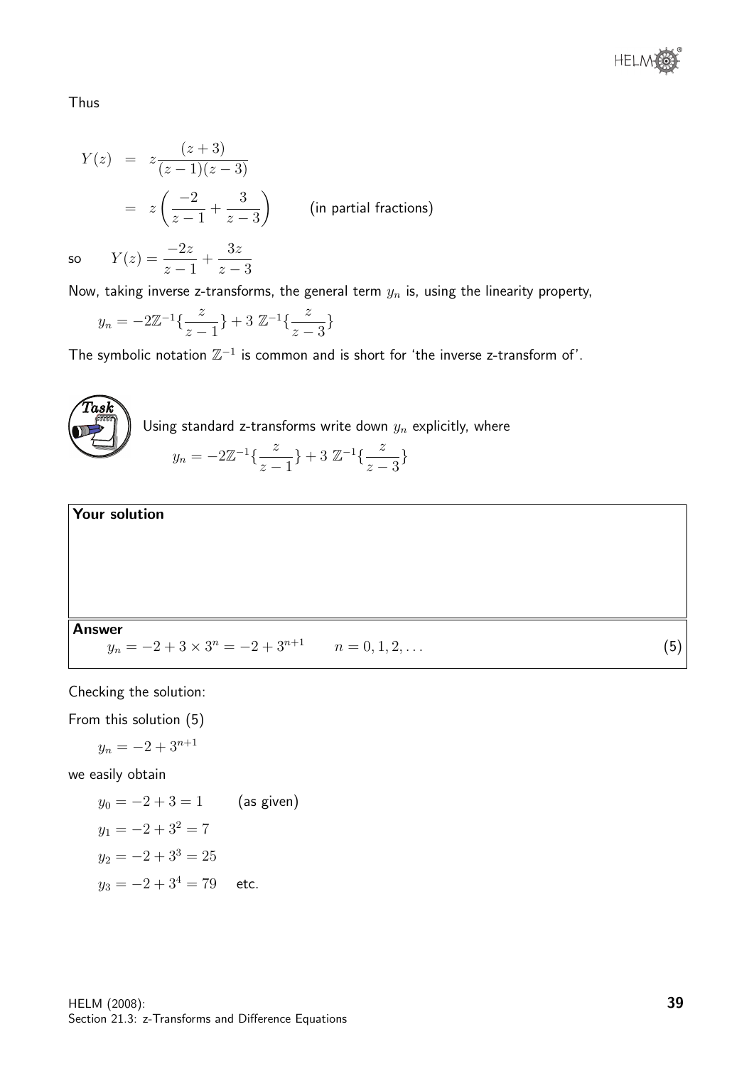Thus

$$
\begin{aligned}
Y(z) &= z\frac{(z+3)}{(z-1)(z-3)} \\
&= z\left(\frac{-2}{z-1}+\frac{3}{z-3}\right) \qquad \text{(in partial fractions)}
\end{aligned}
$$

so $\quad Y(z) = \dfrac{-2z}{z-1} + \dfrac{3z}{z-3}$

Now, taking inverse z-transforms, the general term $y_n$ is, using the linearity property,

$$y_n = -2\mathbb{Z}^{-1}\{\frac{z}{z-1}\} + 3\ \mathbb{Z}^{-1}\{\frac{z}{z-3}\}$$

The symbolic notation $\mathbb{Z}^{-1}$ is common and is short for 'the inverse z-transform of'.

**Task**

Using standard z-transforms write down $y_n$ explicitly, where

$$y_n = -2\mathbb{Z}^{-1}\{\frac{z}{z-1}\} + 3\ \mathbb{Z}^{-1}\{\frac{z}{z-3}\}$$

**Your solution**

**Answer**

$$y_n = -2 + 3 \times 3^n = -2 + 3^{n+1} \qquad n = 0, 1, 2, \ldots \tag{5}$$

Checking the solution:

From this solution (5)

$$y_n = -2 + 3^{n+1}$$

we easily obtain

$$
\begin{aligned}
y_0 &= -2 + 3 = 1 \qquad \text{(as given)} \\
y_1 &= -2 + 3^2 = 7 \\
y_2 &= -2 + 3^3 = 25 \\
y_3 &= -2 + 3^4 = 79 \quad \text{etc.}
\end{aligned}
$$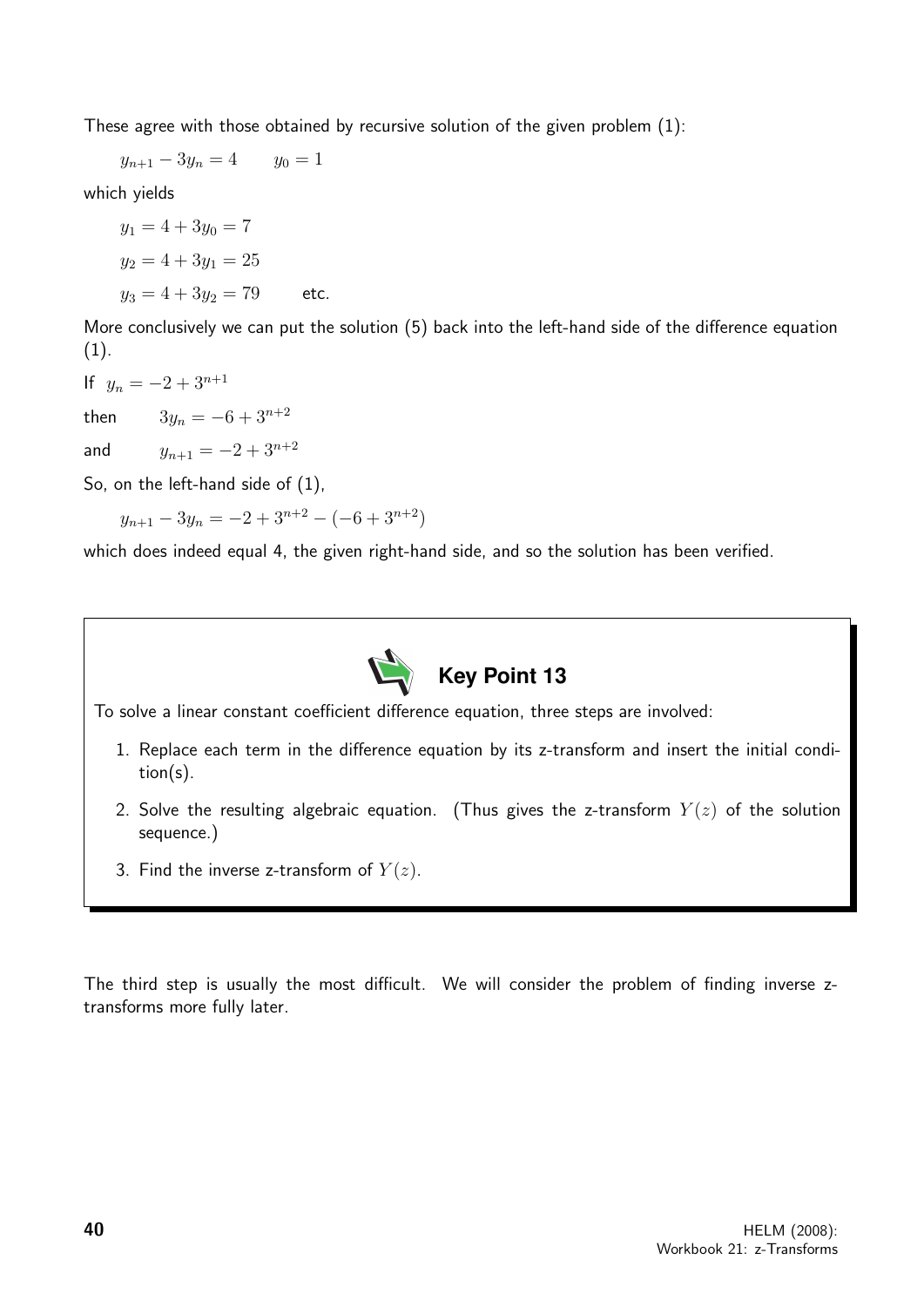These agree with those obtained by recursive solution of the given problem (1):

$$y_{n+1} - 3y_n = 4 \qquad y_0 = 1$$

which yields

$$y_1 = 4 + 3y_0 = 7$$

$$y_2 = 4 + 3y_1 = 25$$

$$y_3 = 4 + 3y_2 = 79 \qquad \text{etc.}$$

More conclusively we can put the solution (5) back into the left-hand side of the difference equation (1).

If $y_n = -2 + 3^{n+1}$

then $\qquad 3y_n = -6 + 3^{n+2}$

and $\qquad y_{n+1} = -2 + 3^{n+2}$

So, on the left-hand side of (1),

$$y_{n+1} - 3y_n = -2 + 3^{n+2} - (-6 + 3^{n+2})$$

which does indeed equal 4, the given right-hand side, and so the solution has been verified.

**Key Point 13**

To solve a linear constant coefficient difference equation, three steps are involved:

1. Replace each term in the difference equation by its z-transform and insert the initial condition(s).
2. Solve the resulting algebraic equation. (Thus gives the z-transform $Y(z)$ of the solution sequence.)
3. Find the inverse z-transform of $Y(z)$.

The third step is usually the most difficult. We will consider the problem of finding inverse z-transforms more fully later.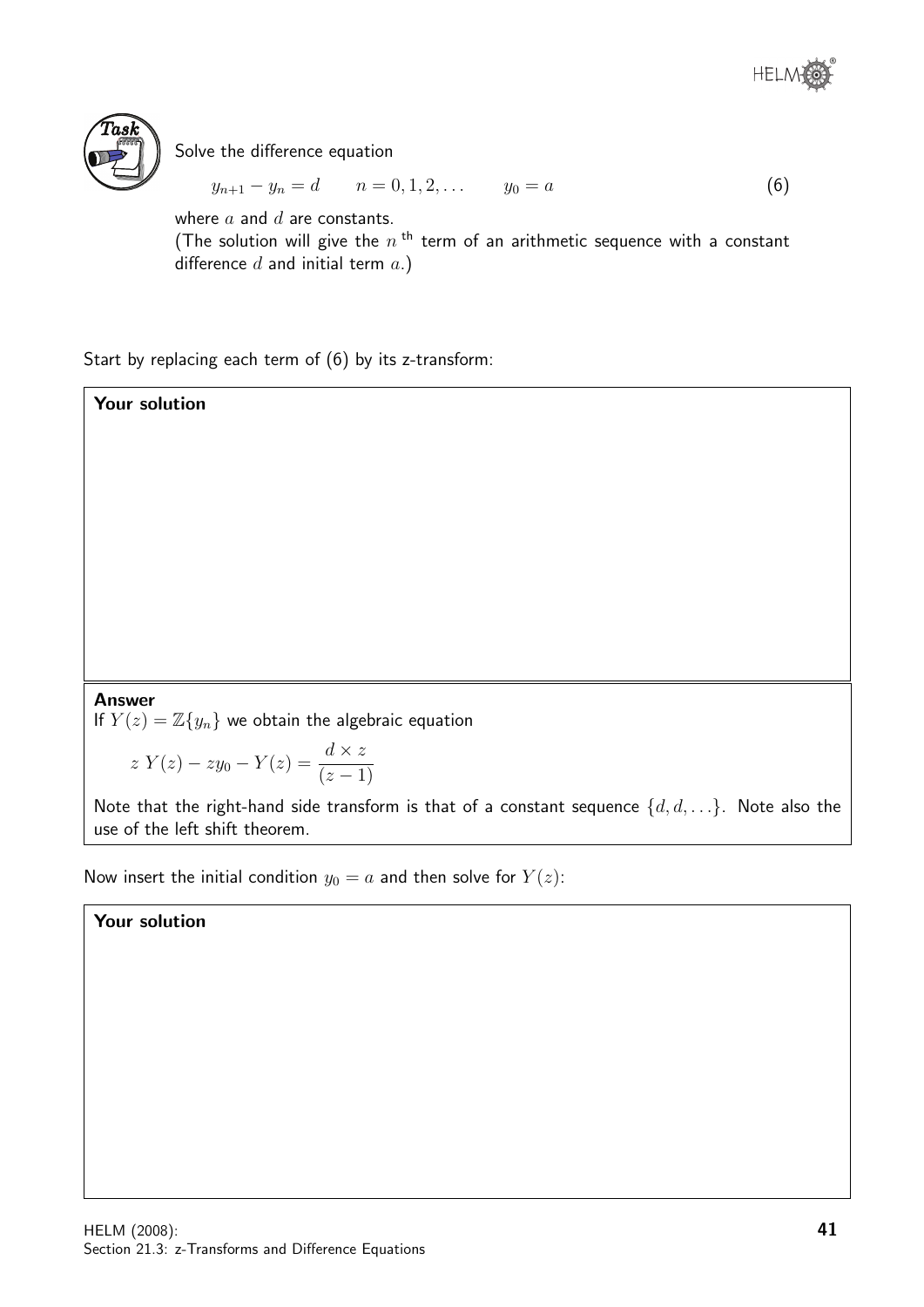**Task**

Solve the difference equation

$$y_{n+1} - y_n = d \qquad n = 0, 1, 2, \ldots \qquad y_0 = a \tag{6}$$

where $a$ and $d$ are constants.
(The solution will give the $n^{\text{th}}$ term of an arithmetic sequence with a constant difference $d$ and initial term $a$.)

Start by replacing each term of (6) by its z-transform:

**Your solution**

**Answer**

If $Y(z) = \mathbb{Z}\{y_n\}$ we obtain the algebraic equation

$$z\,Y(z) - zy_0 - Y(z) = \frac{d \times z}{(z-1)}$$

Note that the right-hand side transform is that of a constant sequence $\{d, d, \ldots\}$. Note also the use of the left shift theorem.

Now insert the initial condition $y_0 = a$ and then solve for $Y(z)$:

**Your solution**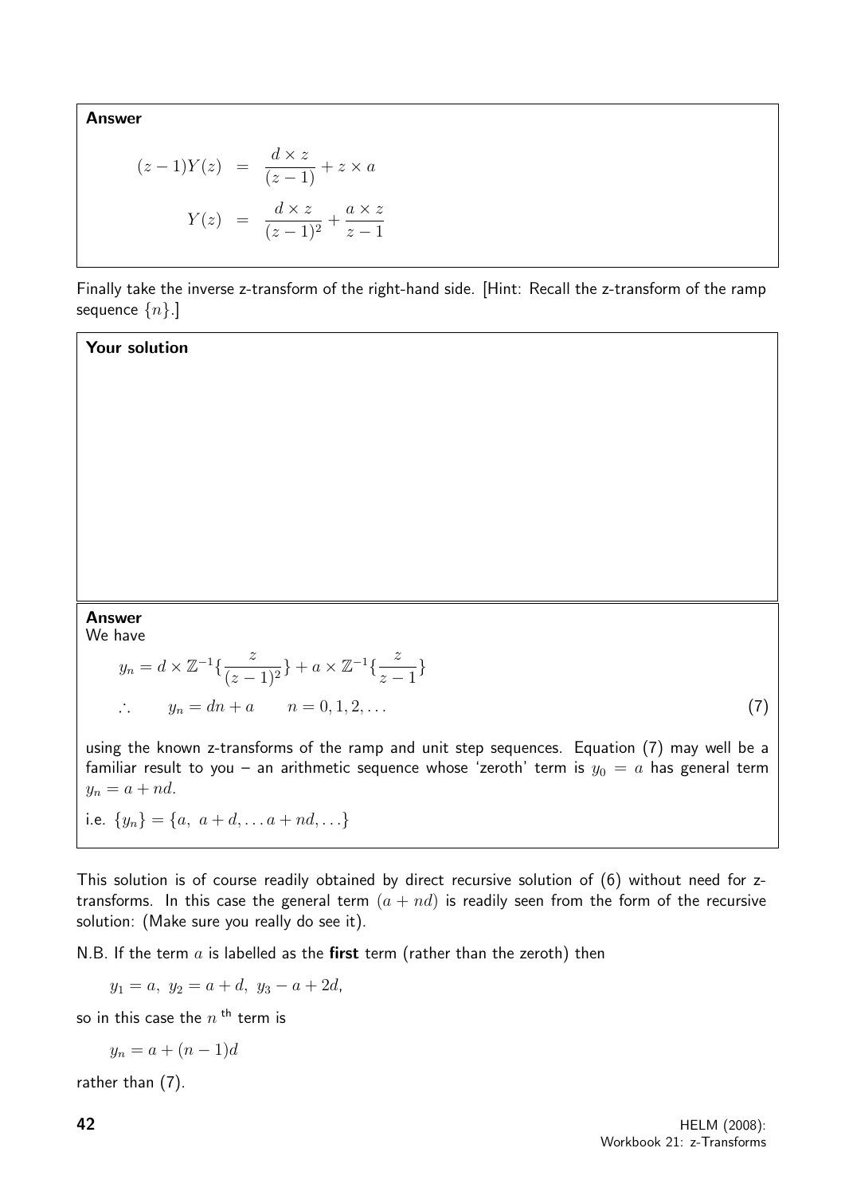**Answer**

$$
\begin{aligned}
(z-1)Y(z) &= \frac{d \times z}{(z-1)} + z \times a \\
Y(z) &= \frac{d \times z}{(z-1)^2} + \frac{a \times z}{z-1}
\end{aligned}
$$

Finally take the inverse z-transform of the right-hand side. [Hint: Recall the z-transform of the ramp sequence $\{n\}$.]

**Your solution**

**Answer**

We have

$$
y_n = d \times \mathbb{Z}^{-1}\{\frac{z}{(z-1)^2}\} + a \times \mathbb{Z}^{-1}\{\frac{z}{z-1}\}
$$

$$
\therefore \qquad y_n = dn + a \qquad n = 0, 1, 2, \ldots \tag{7}
$$

using the known z-transforms of the ramp and unit step sequences. Equation (7) may well be a familiar result to you – an arithmetic sequence whose 'zeroth' term is $y_0 = a$ has general term $y_n = a + nd$.

i.e. $\{y_n\} = \{a,\ a+d, \ldots a+nd, \ldots\}$

This solution is of course readily obtained by direct recursive solution of (6) without need for z-transforms. In this case the general term $(a + nd)$ is readily seen from the form of the recursive solution: (Make sure you really do see it).

N.B. If the term $a$ is labelled as the **first** term (rather than the zeroth) then

$$
y_1 = a,\ y_2 = a + d,\ y_3 - a + 2d,
$$

so in this case the $n^{\text{th}}$ term is

$$
y_n = a + (n-1)d
$$

rather than (7).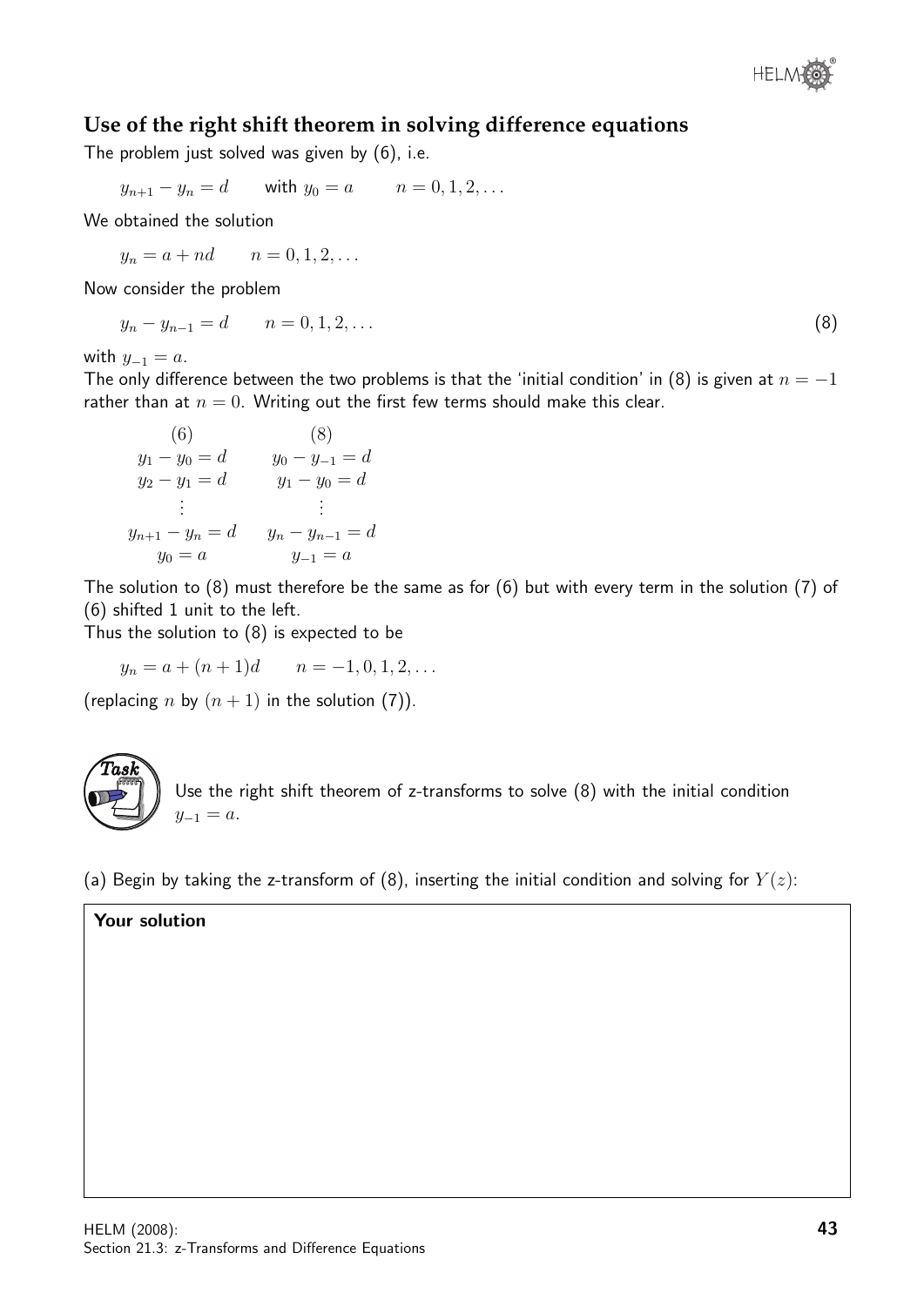## Use of the right shift theorem in solving difference equations

The problem just solved was given by (6), i.e.

$$y_{n+1} - y_n = d \qquad \text{with } y_0 = a \qquad n = 0, 1, 2, \ldots$$

We obtained the solution

$$y_n = a + nd \qquad n = 0, 1, 2, \ldots$$

Now consider the problem

$$y_n - y_{n-1} = d \qquad n = 0, 1, 2, \ldots \tag{8}$$

with $y_{-1} = a$.

The only difference between the two problems is that the 'initial condition' in (8) is given at $n = -1$ rather than at $n = 0$. Writing out the first few terms should make this clear.

$$\begin{array}{cc}
(6) & (8) \\
y_1 - y_0 = d & y_0 - y_{-1} = d \\
y_2 - y_1 = d & y_1 - y_0 = d \\
\vdots & \vdots \\
y_{n+1} - y_n = d & y_n - y_{n-1} = d \\
y_0 = a & y_{-1} = a
\end{array}$$

The solution to (8) must therefore be the same as for (6) but with every term in the solution (7) of (6) shifted 1 unit to the left.

Thus the solution to (8) is expected to be

$$y_n = a + (n+1)d \qquad n = -1, 0, 1, 2, \ldots$$

(replacing $n$ by $(n+1)$ in the solution (7)).

**Task**

Use the right shift theorem of z-transforms to solve (8) with the initial condition $y_{-1} = a$.

(a) Begin by taking the z-transform of (8), inserting the initial condition and solving for $Y(z)$:

**Your solution**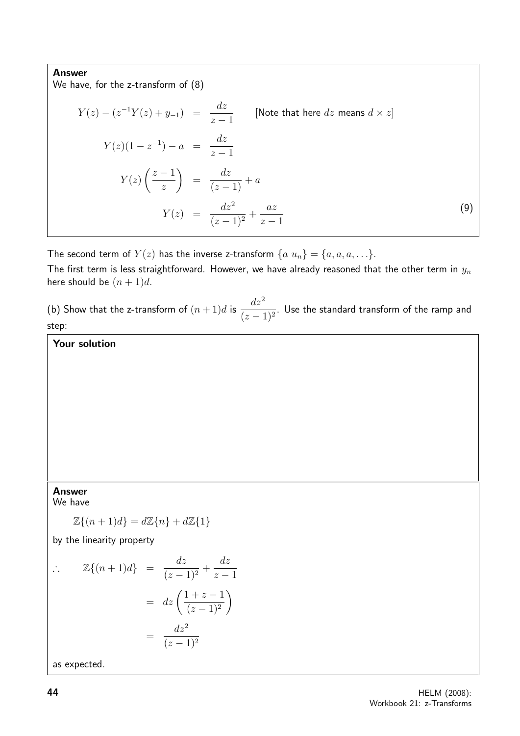**Answer**

We have, for the z-transform of (8)

$$
\begin{aligned}
Y(z) - (z^{-1}Y(z) + y_{-1}) &= \frac{dz}{z-1} \qquad \text{[Note that here } dz \text{ means } d \times z\text{]} \\
Y(z)(1 - z^{-1}) - a &= \frac{dz}{z-1} \\
Y(z)\left(\frac{z-1}{z}\right) &= \frac{dz}{(z-1)} + a \\
Y(z) &= \frac{dz^2}{(z-1)^2} + \frac{az}{z-1} \qquad (9)
\end{aligned}
$$

The second term of $Y(z)$ has the inverse z-transform $\{a\ u_n\} = \{a, a, a, \ldots\}$.

The first term is less straightforward. However, we have already reasoned that the other term in $y_n$ here should be $(n+1)d$.

(b) Show that the z-transform of $(n+1)d$ is $\dfrac{dz^2}{(z-1)^2}$. Use the standard transform of the ramp and step:

**Your solution**

**Answer**

We have

$$\mathbb{Z}\{(n+1)d\} = d\mathbb{Z}\{n\} + d\mathbb{Z}\{1\}$$

by the linearity property

$$
\begin{aligned}
\therefore \qquad \mathbb{Z}\{(n+1)d\} &= \frac{dz}{(z-1)^2} + \frac{dz}{z-1} \\
&= dz\left(\frac{1+z-1}{(z-1)^2}\right) \\
&= \frac{dz^2}{(z-1)^2}
\end{aligned}
$$

as expected.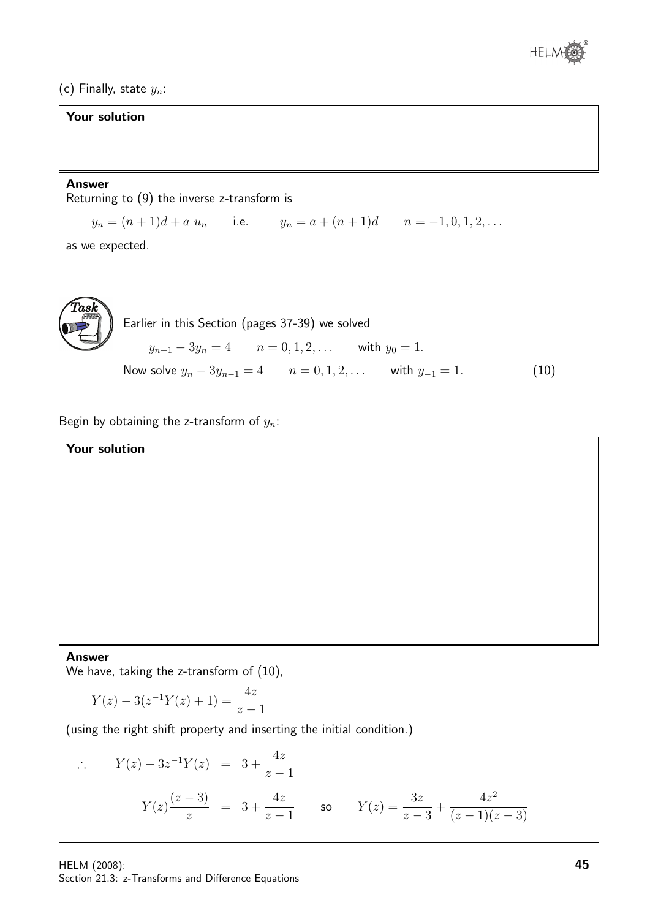(c) Finally, state $y_n$:

**Your solution**

**Answer**

Returning to (9) the inverse z-transform is

$$y_n = (n+1)d + a\ u_n \qquad \text{i.e.} \qquad y_n = a + (n+1)d \qquad n = -1, 0, 1, 2, \ldots$$

as we expected.

**Task**

Earlier in this Section (pages 37-39) we solved

$$y_{n+1} - 3y_n = 4 \qquad n = 0, 1, 2, \ldots \qquad \text{with } y_0 = 1.$$

Now solve $y_n - 3y_{n-1} = 4 \qquad n = 0, 1, 2, \ldots \qquad$ with $y_{-1} = 1. \qquad (10)$

Begin by obtaining the z-transform of $y_n$:

**Your solution**

**Answer**

We have, taking the z-transform of (10),

$$Y(z) - 3(z^{-1}Y(z) + 1) = \frac{4z}{z-1}$$

(using the right shift property and inserting the initial condition.)

$$\therefore \qquad Y(z) - 3z^{-1}Y(z) = 3 + \frac{4z}{z-1}$$

$$Y(z)\frac{(z-3)}{z} = 3 + \frac{4z}{z-1} \qquad \text{so} \qquad Y(z) = \frac{3z}{z-3} + \frac{4z^2}{(z-1)(z-3)}$$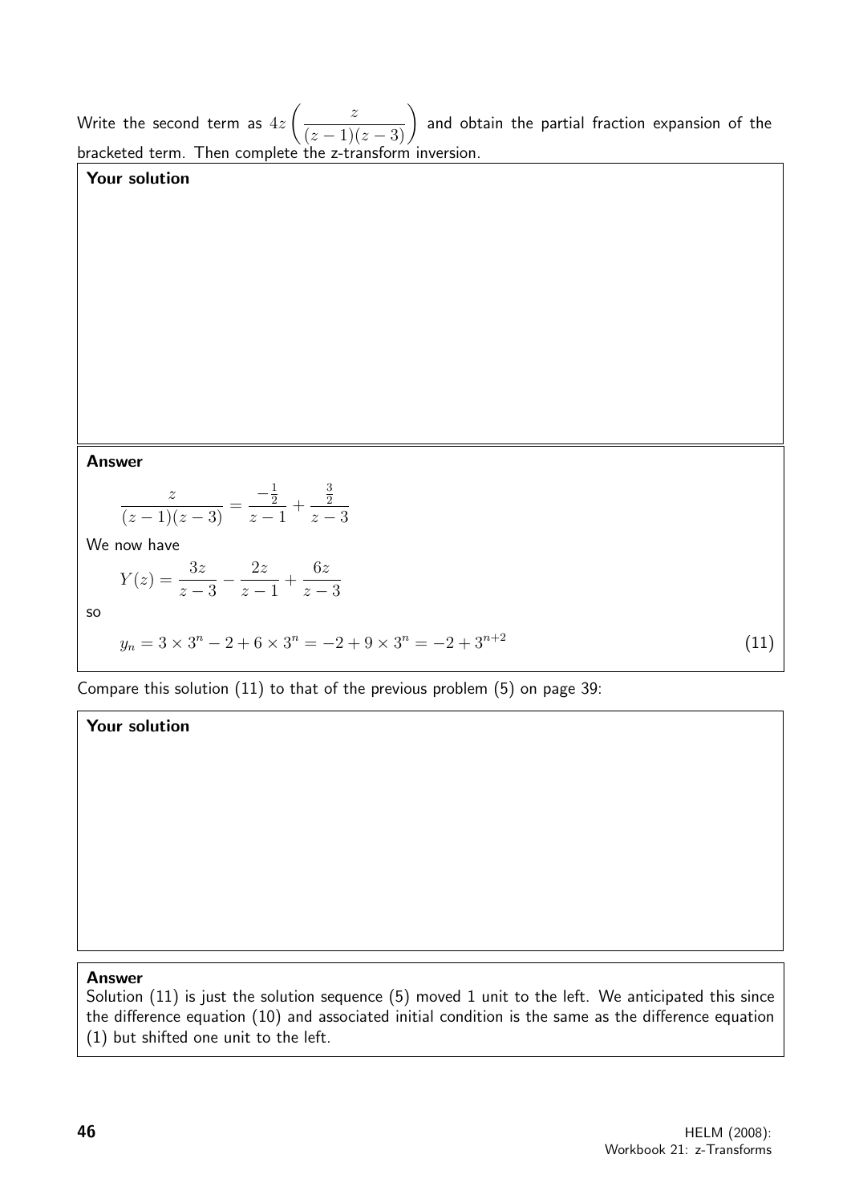Write the second term as $4z\left(\dfrac{z}{(z-1)(z-3)}\right)$ and obtain the partial fraction expansion of the bracketed term. Then complete the z-transform inversion.

**Your solution**

**Answer**

$$\frac{z}{(z-1)(z-3)} = \frac{-\frac{1}{2}}{z-1} + \frac{\frac{3}{2}}{z-3}$$

We now have

$$Y(z) = \frac{3z}{z-3} - \frac{2z}{z-1} + \frac{6z}{z-3}$$

so

$$y_n = 3 \times 3^n - 2 + 6 \times 3^n = -2 + 9 \times 3^n = -2 + 3^{n+2} \qquad (11)$$

Compare this solution (11) to that of the previous problem (5) on page 39:

**Your solution**

**Answer**

Solution (11) is just the solution sequence (5) moved 1 unit to the left. We anticipated this since the difference equation (10) and associated initial condition is the same as the difference equation (1) but shifted one unit to the left.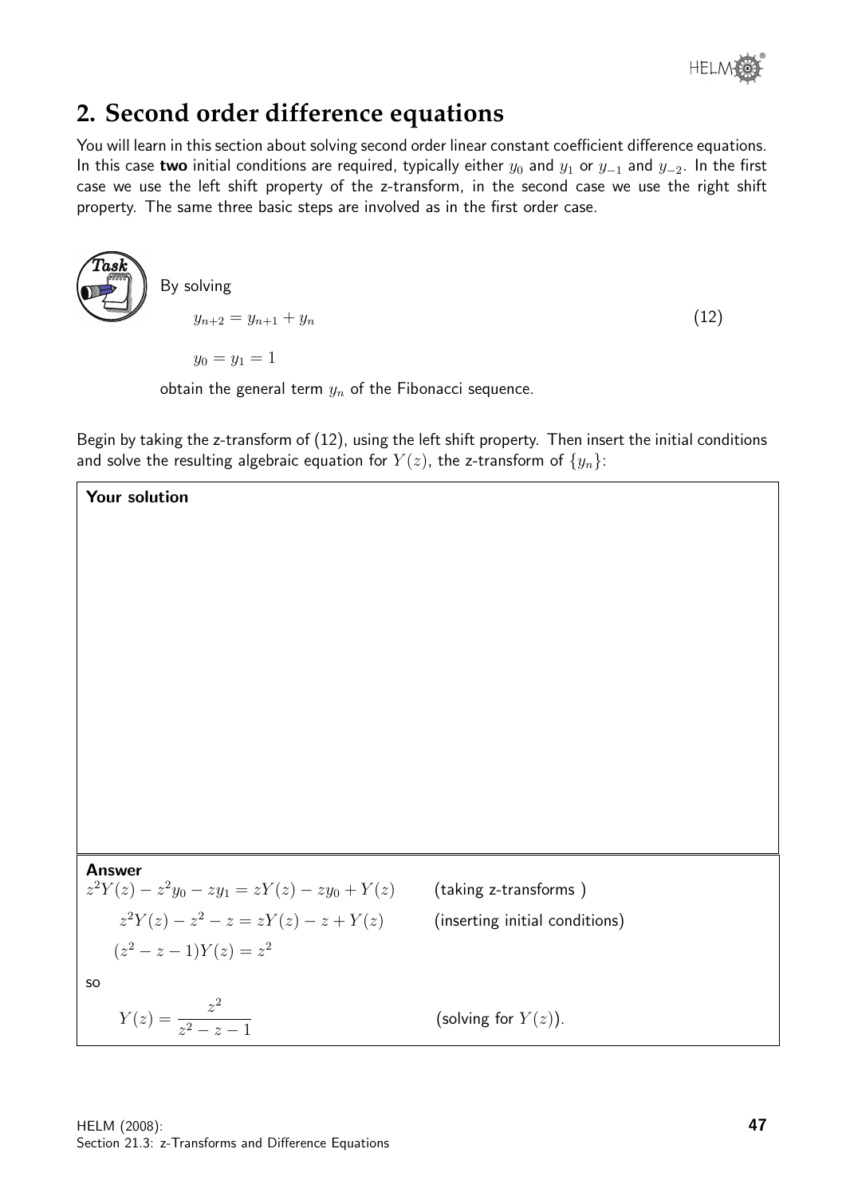## 2. Second order difference equations

You will learn in this section about solving second order linear constant coefficient difference equations. In this case **two** initial conditions are required, typically either $y_0$ and $y_1$ or $y_{-1}$ and $y_{-2}$. In the first case we use the left shift property of the z-transform, in the second case we use the right shift property. The same three basic steps are involved as in the first order case.

**Task**

By solving

$$y_{n+2} = y_{n+1} + y_n \qquad (12)$$

$$y_0 = y_1 = 1$$

obtain the general term $y_n$ of the Fibonacci sequence.

Begin by taking the z-transform of (12), using the left shift property. Then insert the initial conditions and solve the resulting algebraic equation for $Y(z)$, the z-transform of $\{y_n\}$:

**Your solution**

**Answer**

$z^2Y(z) - z^2y_0 - zy_1 = zY(z) - zy_0 + Y(z)$ (taking z-transforms )

$z^2Y(z) - z^2 - z = zY(z) - z + Y(z)$ (inserting initial conditions)

$(z^2 - z - 1)Y(z) = z^2$

so

$Y(z) = \dfrac{z^2}{z^2 - z - 1}$ (solving for $Y(z)$).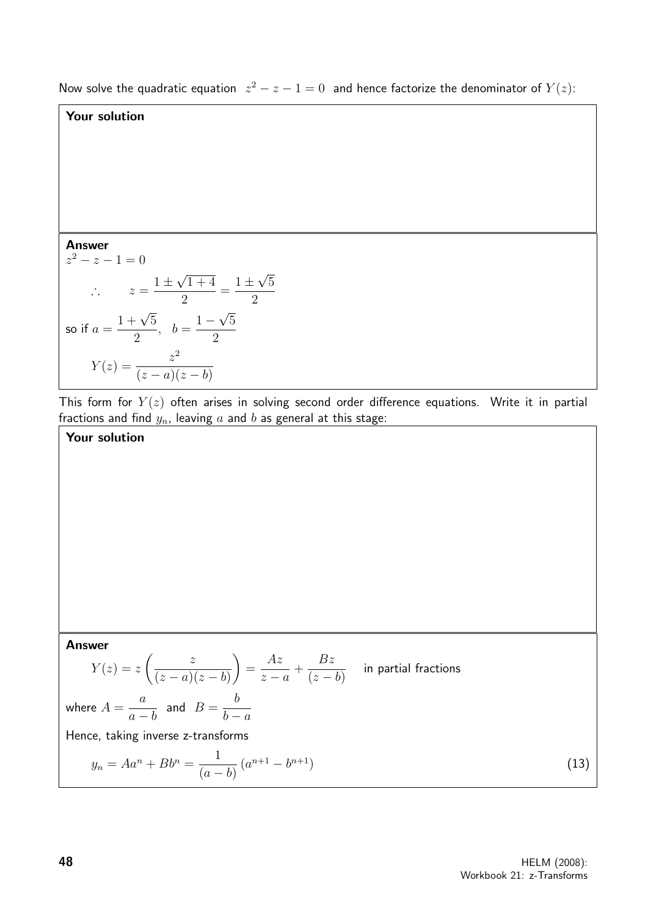Now solve the quadratic equation $z^2 - z - 1 = 0$ and hence factorize the denominator of $Y(z)$:

**Your solution**

**Answer**

$z^2 - z - 1 = 0$

$$\therefore \qquad z = \frac{1 \pm \sqrt{1+4}}{2} = \frac{1 \pm \sqrt{5}}{2}$$

so if $a = \dfrac{1+\sqrt{5}}{2}, \quad b = \dfrac{1-\sqrt{5}}{2}$

$$Y(z) = \frac{z^2}{(z-a)(z-b)}$$

This form for $Y(z)$ often arises in solving second order difference equations. Write it in partial fractions and find $y_n$, leaving $a$ and $b$ as general at this stage:

**Your solution**

**Answer**

$$Y(z) = z\left(\frac{z}{(z-a)(z-b)}\right) = \frac{Az}{z-a} + \frac{Bz}{(z-b)} \qquad \text{in partial fractions}$$

where $A = \dfrac{a}{a-b}$ and $B = \dfrac{b}{b-a}$

Hence, taking inverse z-transforms

$$y_n = Aa^n + Bb^n = \frac{1}{(a-b)}\left(a^{n+1} - b^{n+1}\right) \qquad (13)$$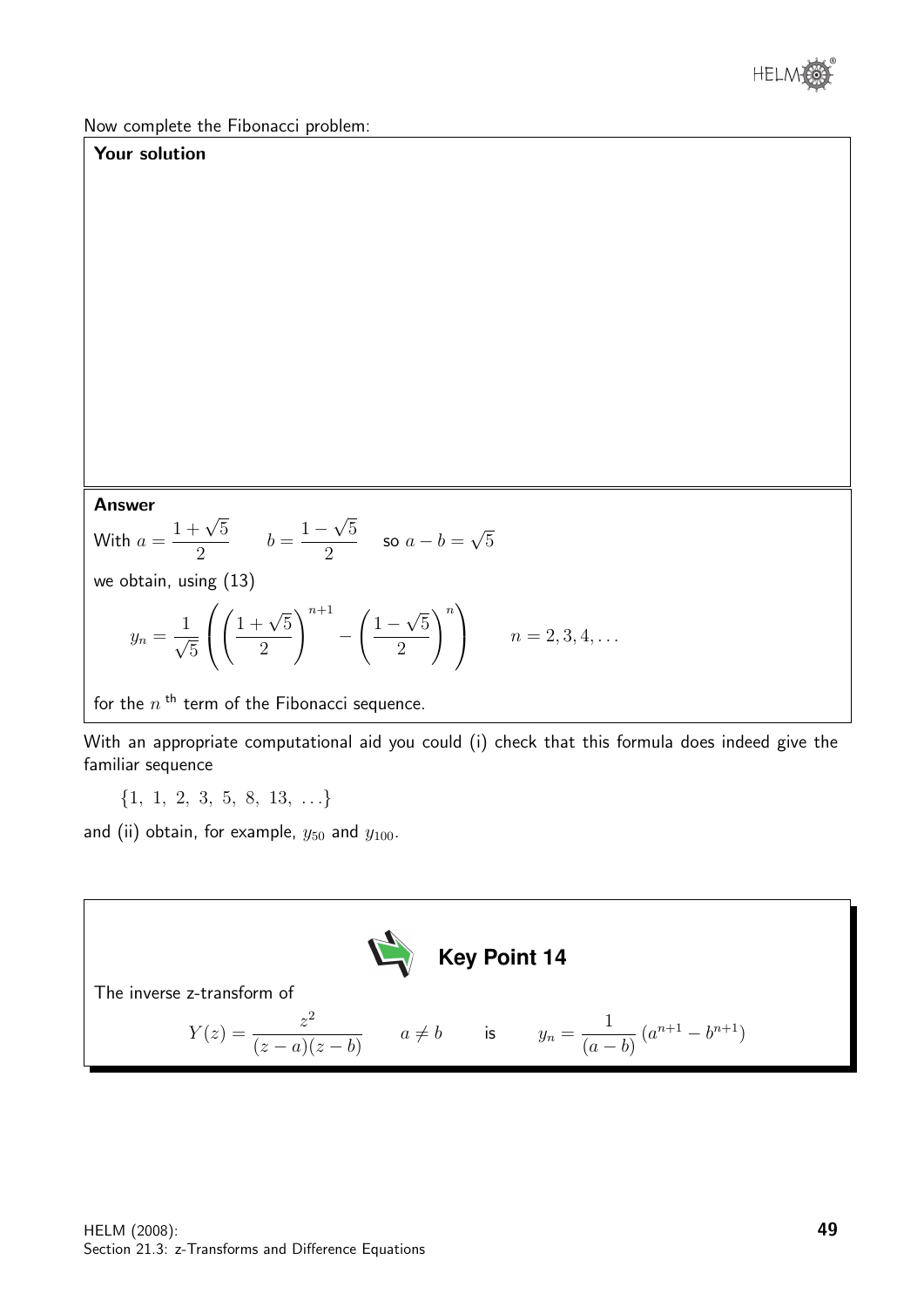Now complete the Fibonacci problem:

**Your solution**

**Answer**

With $a = \dfrac{1+\sqrt{5}}{2}$ $\qquad b = \dfrac{1-\sqrt{5}}{2}$ $\quad$ so $a - b = \sqrt{5}$

we obtain, using (13)

$$y_n = \frac{1}{\sqrt{5}}\left(\left(\frac{1+\sqrt{5}}{2}\right)^{n+1} - \left(\frac{1-\sqrt{5}}{2}\right)^{n}\right) \qquad n = 2, 3, 4, \ldots$$

for the $n^{\text{th}}$ term of the Fibonacci sequence.

With an appropriate computational aid you could (i) check that this formula does indeed give the familiar sequence

$$\{1,\ 1,\ 2,\ 3,\ 5,\ 8,\ 13,\ \ldots\}$$

and (ii) obtain, for example, $y_{50}$ and $y_{100}$.

**Key Point 14**

The inverse z-transform of

$$Y(z) = \frac{z^2}{(z-a)(z-b)} \qquad a \neq b \qquad \text{is} \qquad y_n = \frac{1}{(a-b)}\left(a^{n+1} - b^{n+1}\right)$$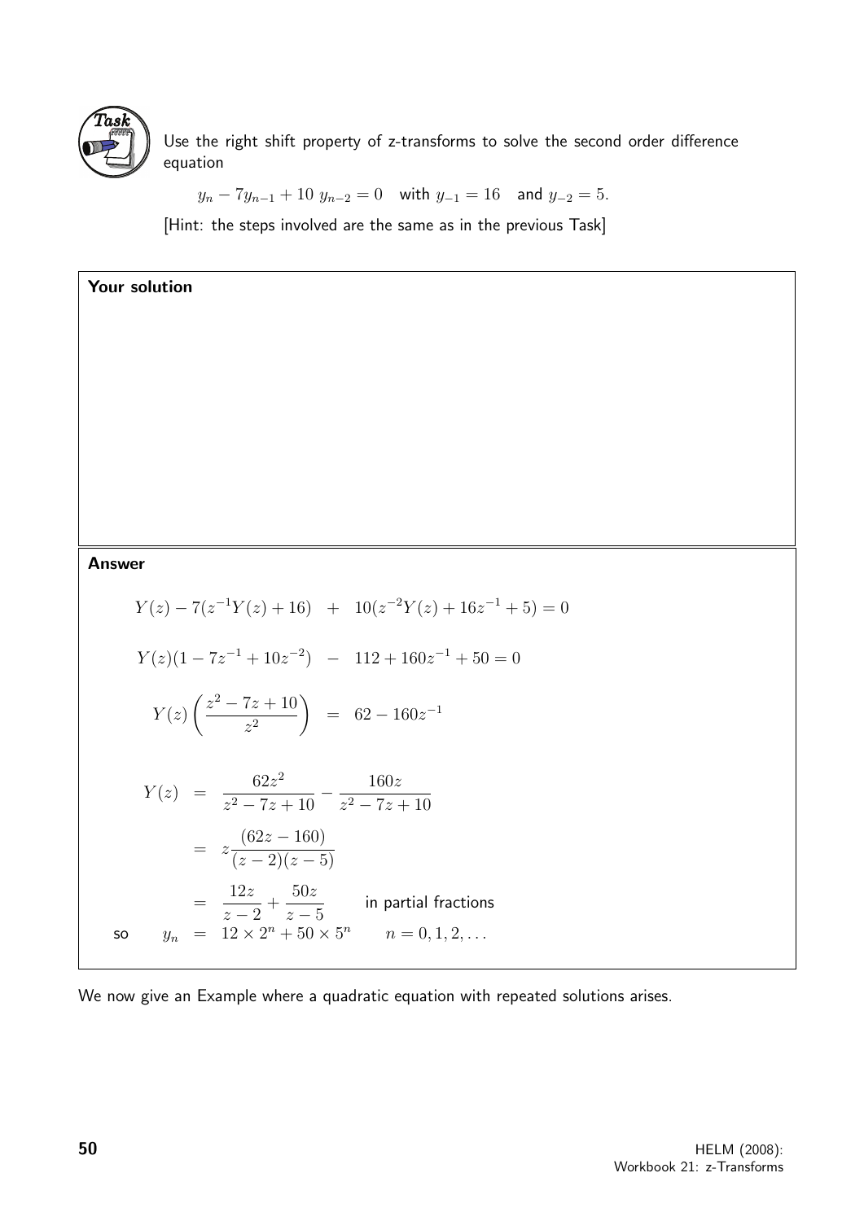**Task**

Use the right shift property of z-transforms to solve the second order difference equation

$$y_n - 7y_{n-1} + 10\, y_{n-2} = 0 \quad \text{with } y_{-1} = 16 \quad \text{and } y_{-2} = 5.$$

[Hint: the steps involved are the same as in the previous Task]

**Your solution**

**Answer**

$$Y(z) - 7(z^{-1}Y(z) + 16) \quad + \quad 10(z^{-2}Y(z) + 16z^{-1} + 5) = 0$$

$$Y(z)(1 - 7z^{-1} + 10z^{-2}) \quad - \quad 112 + 160z^{-1} + 50 = 0$$

$$Y(z)\left(\frac{z^2 - 7z + 10}{z^2}\right) \quad = \quad 62 - 160z^{-1}$$

$$\begin{aligned}
Y(z) &= \frac{62z^2}{z^2 - 7z + 10} - \frac{160z}{z^2 - 7z + 10} \\
&= z\frac{(62z - 160)}{(z-2)(z-5)} \\
&= \frac{12z}{z-2} + \frac{50z}{z-5} \qquad \text{in partial fractions}
\end{aligned}$$

so $\quad y_n = 12 \times 2^n + 50 \times 5^n \qquad n = 0, 1, 2, \ldots$

We now give an Example where a quadratic equation with repeated solutions arises.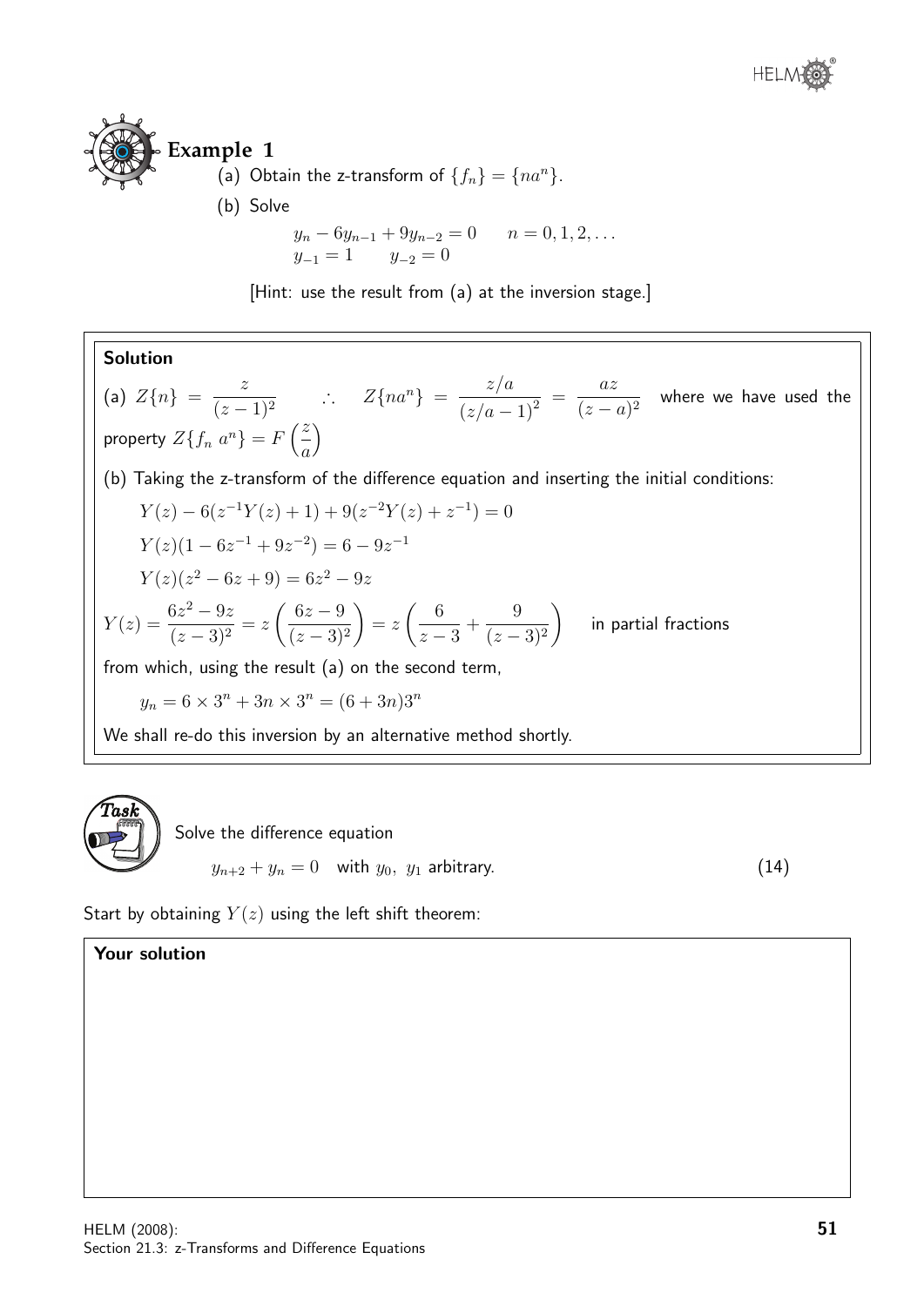## Example 1

(a) Obtain the z-transform of $\{f_n\} = \{na^n\}$.

(b) Solve

$$y_n - 6y_{n-1} + 9y_{n-2} = 0 \qquad n = 0, 1, 2, \ldots$$
$$y_{-1} = 1 \qquad y_{-2} = 0$$

[Hint: use the result from (a) at the inversion stage.]

**Solution**

(a) $Z\{n\} = \dfrac{z}{(z-1)^2} \qquad \therefore \quad Z\{na^n\} = \dfrac{z/a}{(z/a-1)^2} = \dfrac{az}{(z-a)^2}$ where we have used the property $Z\{f_n\, a^n\} = F\left(\dfrac{z}{a}\right)$

(b) Taking the z-transform of the difference equation and inserting the initial conditions:

$$Y(z) - 6(z^{-1}Y(z) + 1) + 9(z^{-2}Y(z) + z^{-1}) = 0$$

$$Y(z)(1 - 6z^{-1} + 9z^{-2}) = 6 - 9z^{-1}$$

$$Y(z)(z^2 - 6z + 9) = 6z^2 - 9z$$

$$Y(z) = \frac{6z^2 - 9z}{(z-3)^2} = z\left(\frac{6z-9}{(z-3)^2}\right) = z\left(\frac{6}{z-3} + \frac{9}{(z-3)^2}\right) \quad \text{in partial fractions}$$

from which, using the result (a) on the second term,

$$y_n = 6 \times 3^n + 3n \times 3^n = (6 + 3n)3^n$$

We shall re-do this inversion by an alternative method shortly.

**Task**

Solve the difference equation

$$y_{n+2} + y_n = 0 \quad \text{with } y_0,\ y_1 \text{ arbitrary.} \qquad (14)$$

Start by obtaining $Y(z)$ using the left shift theorem:

**Your solution**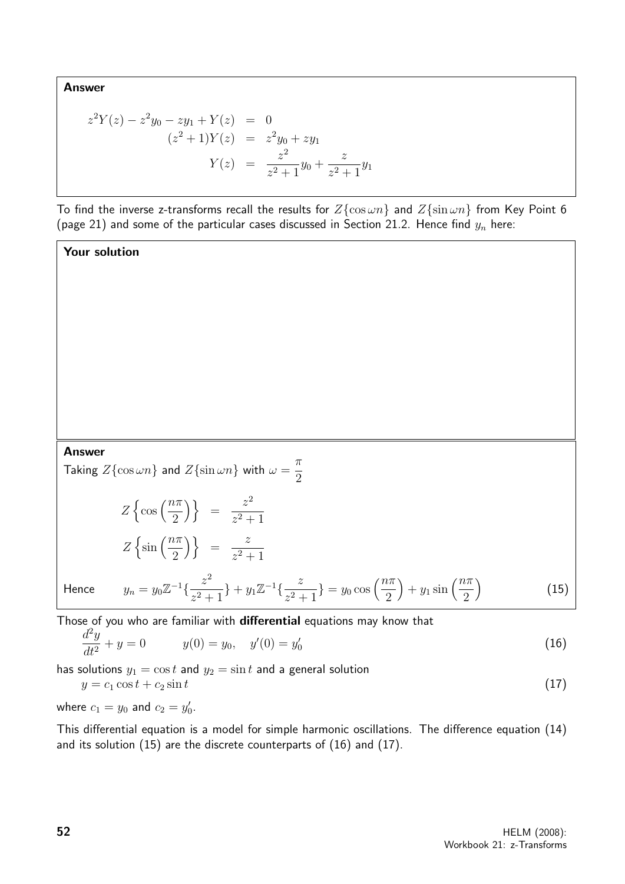**Answer**

$$
\begin{aligned}
z^2Y(z) - z^2y_0 - zy_1 + Y(z) &= 0 \\
(z^2+1)Y(z) &= z^2y_0 + zy_1 \\
Y(z) &= \frac{z^2}{z^2+1}y_0 + \frac{z}{z^2+1}y_1
\end{aligned}
$$

To find the inverse z-transforms recall the results for $Z\{\cos \omega n\}$ and $Z\{\sin \omega n\}$ from Key Point 6 (page 21) and some of the particular cases discussed in Section 21.2. Hence find $y_n$ here:

**Your solution**

**Answer**

Taking $Z\{\cos \omega n\}$ and $Z\{\sin \omega n\}$ with $\omega = \dfrac{\pi}{2}$

$$
\begin{aligned}
Z\left\{\cos\left(\frac{n\pi}{2}\right)\right\} &= \frac{z^2}{z^2+1} \\
Z\left\{\sin\left(\frac{n\pi}{2}\right)\right\} &= \frac{z}{z^2+1}
\end{aligned}
$$

Hence $$y_n = y_0\mathbb{Z}^{-1}\{\frac{z^2}{z^2+1}\} + y_1\mathbb{Z}^{-1}\{\frac{z}{z^2+1}\} = y_0\cos\left(\frac{n\pi}{2}\right) + y_1\sin\left(\frac{n\pi}{2}\right) \qquad (15)$$

Those of you who are familiar with **differential** equations may know that

$$\frac{d^2y}{dt^2} + y = 0 \qquad y(0) = y_0, \quad y'(0) = y_0' \qquad (16)$$

has solutions $y_1 = \cos t$ and $y_2 = \sin t$ and a general solution

$$y = c_1 \cos t + c_2 \sin t \qquad (17)$$

where $c_1 = y_0$ and $c_2 = y_0'$.

This differential equation is a model for simple harmonic oscillations. The difference equation (14) and its solution (15) are the discrete counterparts of (16) and (17).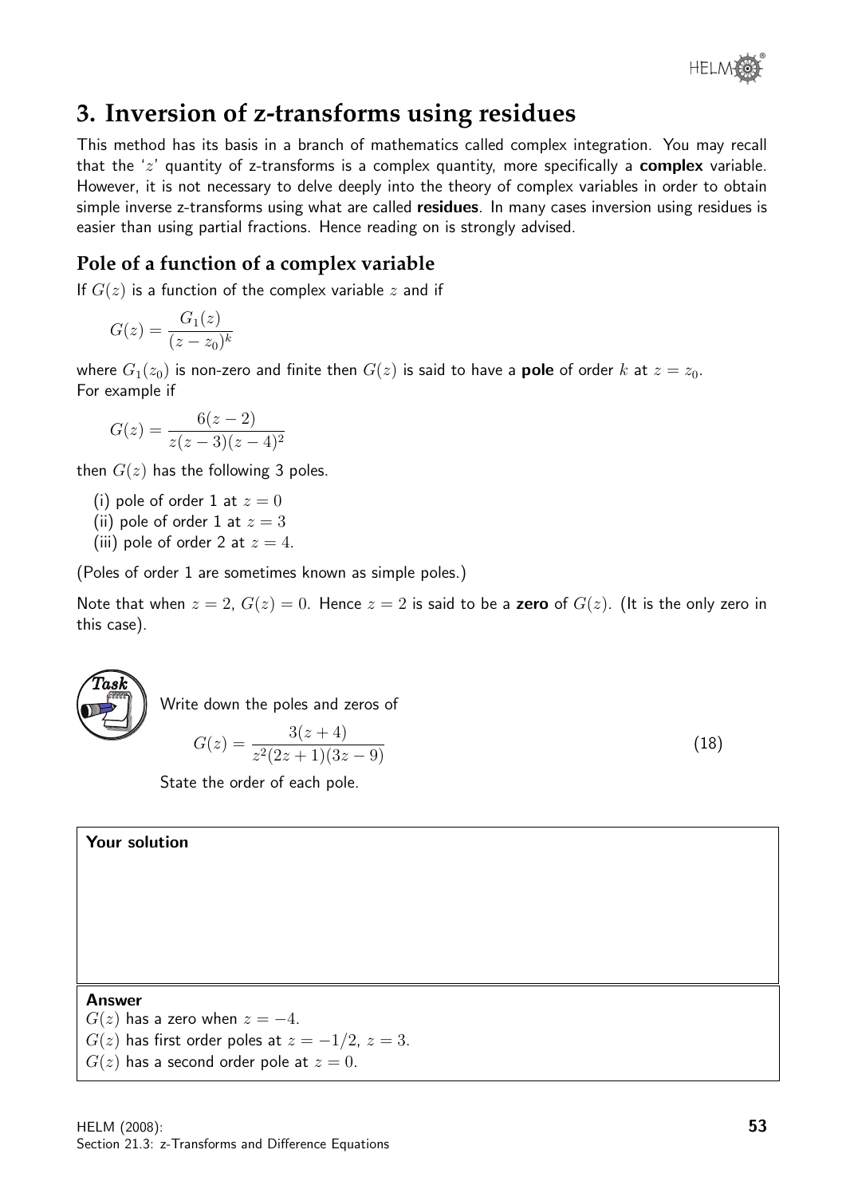## 3. Inversion of z-transforms using residues

This method has its basis in a branch of mathematics called complex integration. You may recall that the '$z$' quantity of z-transforms is a complex quantity, more specifically a **complex** variable. However, it is not necessary to delve deeply into the theory of complex variables in order to obtain simple inverse z-transforms using what are called **residues**. In many cases inversion using residues is easier than using partial fractions. Hence reading on is strongly advised.

### Pole of a function of a complex variable

If $G(z)$ is a function of the complex variable $z$ and if

$$G(z) = \frac{G_1(z)}{(z - z_0)^k}$$

where $G_1(z_0)$ is non-zero and finite then $G(z)$ is said to have a **pole** of order $k$ at $z = z_0$.
For example if

$$G(z) = \frac{6(z-2)}{z(z-3)(z-4)^2}$$

then $G(z)$ has the following 3 poles.

(i) pole of order 1 at $z = 0$
(ii) pole of order 1 at $z = 3$
(iii) pole of order 2 at $z = 4$.

(Poles of order 1 are sometimes known as simple poles.)

Note that when $z = 2$, $G(z) = 0$. Hence $z = 2$ is said to be a **zero** of $G(z)$. (It is the only zero in this case).

**Task**

Write down the poles and zeros of

$$G(z) = \frac{3(z+4)}{z^2(2z+1)(3z-9)} \qquad (18)$$

State the order of each pole.

**Your solution**

**Answer**

$G(z)$ has a zero when $z = -4$.
$G(z)$ has first order poles at $z = -1/2$, $z = 3$.
$G(z)$ has a second order pole at $z = 0$.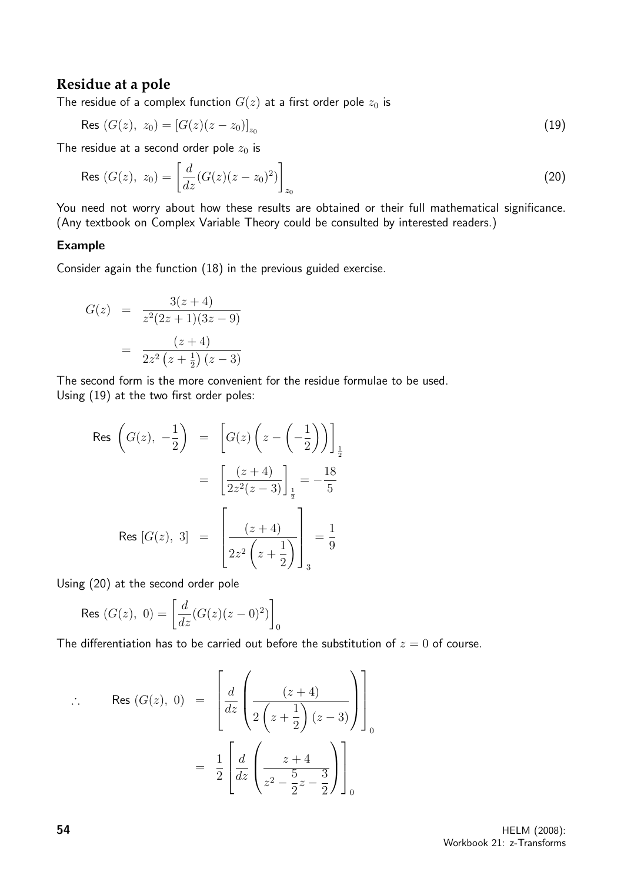## Residue at a pole

The residue of a complex function $G(z)$ at a first order pole $z_0$ is

$$\text{Res } (G(z),\ z_0) = \left[G(z)(z - z_0)\right]_{z_0} \tag{19}$$

The residue at a second order pole $z_0$ is

$$\text{Res } (G(z),\ z_0) = \left[\frac{d}{dz}(G(z)(z - z_0)^2)\right]_{z_0} \tag{20}$$

You need not worry about how these results are obtained or their full mathematical significance. (Any textbook on Complex Variable Theory could be consulted by interested readers.)

### Example

Consider again the function (18) in the previous guided exercise.

$$\begin{aligned} G(z) &= \frac{3(z+4)}{z^2(2z+1)(3z-9)} \\ &= \frac{(z+4)}{2z^2\left(z+\frac{1}{2}\right)(z-3)} \end{aligned}$$

The second form is the more convenient for the residue formulae to be used.
Using (19) at the two first order poles:

$$\begin{aligned} \text{Res } \left(G(z),\ -\frac{1}{2}\right) &= \left[G(z)\left(z - \left(-\frac{1}{2}\right)\right)\right]_{\frac{1}{2}} \\ &= \left[\frac{(z+4)}{2z^2(z-3)}\right]_{\frac{1}{2}} = -\frac{18}{5} \\ \text{Res } [G(z),\ 3] &= \left[\frac{(z+4)}{2z^2\left(z+\dfrac{1}{2}\right)}\right]_3 = \frac{1}{9} \end{aligned}$$

Using (20) at the second order pole

$$\text{Res } (G(z),\ 0) = \left[\frac{d}{dz}(G(z)(z-0)^2)\right]_0$$

The differentiation has to be carried out before the substitution of $z = 0$ of course.

$$\begin{aligned} \therefore \qquad \text{Res } (G(z),\ 0) &= \left[\frac{d}{dz}\left(\frac{(z+4)}{2\left(z+\dfrac{1}{2}\right)(z-3)}\right)\right]_0 \\ &= \frac{1}{2}\left[\frac{d}{dz}\left(\frac{z+4}{z^2 - \dfrac{5}{2}z - \dfrac{3}{2}}\right)\right]_0 \end{aligned}$$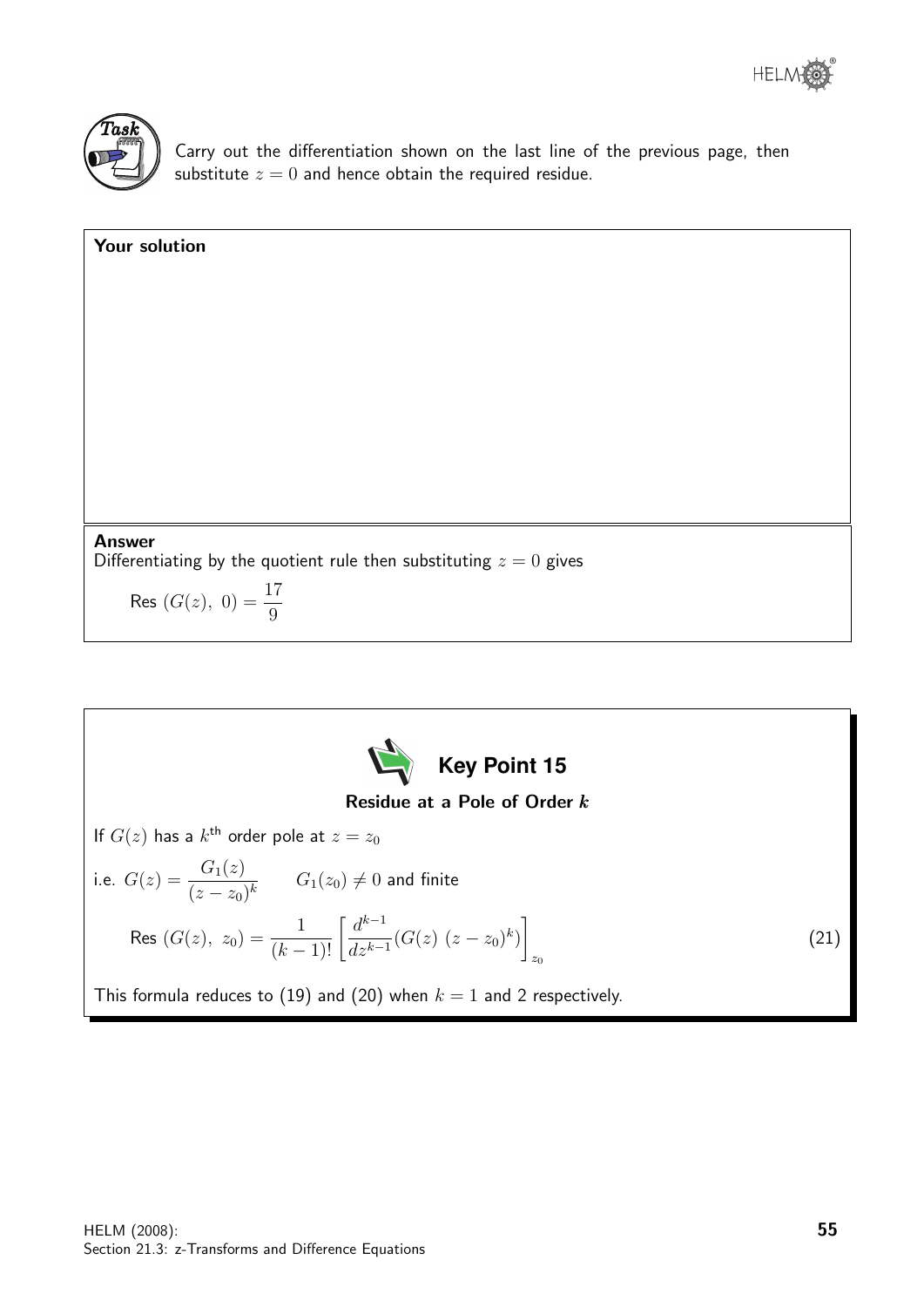**Task**

Carry out the differentiation shown on the last line of the previous page, then substitute $z = 0$ and hence obtain the required residue.

**Your solution**

**Answer**

Differentiating by the quotient rule then substituting $z = 0$ gives

$$\text{Res}\ (G(z),\ 0) = \frac{17}{9}$$

**Key Point 15**

**Residue at a Pole of Order $k$**

If $G(z)$ has a $k^{\text{th}}$ order pole at $z = z_0$

i.e. $G(z) = \dfrac{G_1(z)}{(z - z_0)^k}$ $\qquad G_1(z_0) \neq 0$ and finite

$$\text{Res}\ (G(z),\ z_0) = \frac{1}{(k-1)!}\left[\frac{d^{k-1}}{dz^{k-1}}(G(z)\ (z - z_0)^k)\right]_{z_0} \qquad (21)$$

This formula reduces to (19) and (20) when $k = 1$ and 2 respectively.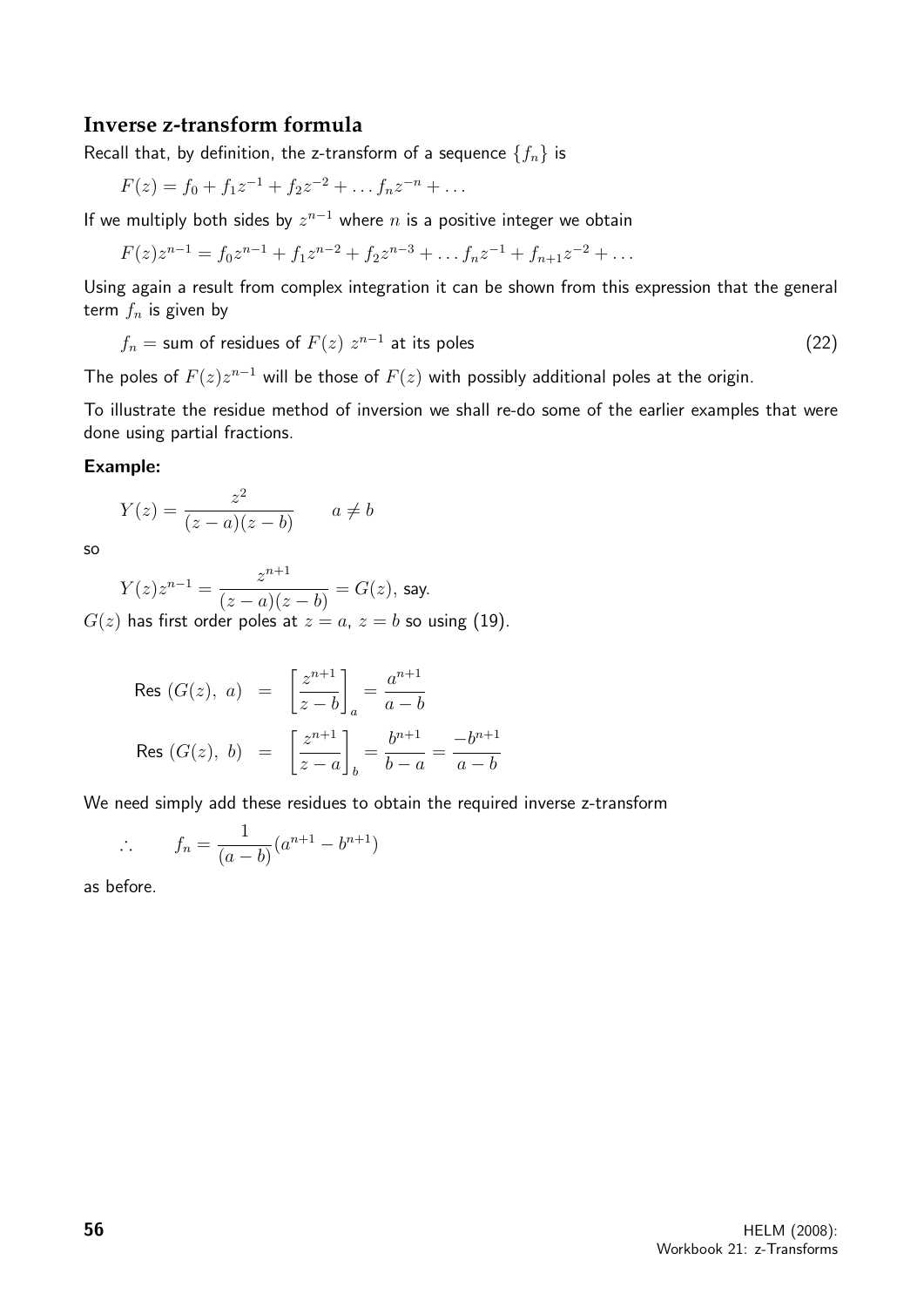## Inverse z-transform formula

Recall that, by definition, the z-transform of a sequence $\{f_n\}$ is

$$F(z) = f_0 + f_1 z^{-1} + f_2 z^{-2} + \ldots f_n z^{-n} + \ldots$$

If we multiply both sides by $z^{n-1}$ where $n$ is a positive integer we obtain

$$F(z)z^{n-1} = f_0 z^{n-1} + f_1 z^{n-2} + f_2 z^{n-3} + \ldots f_n z^{-1} + f_{n+1} z^{-2} + \ldots$$

Using again a result from complex integration it can be shown from this expression that the general term $f_n$ is given by

$$f_n = \text{sum of residues of } F(z)\ z^{n-1} \text{ at its poles} \qquad (22)$$

The poles of $F(z)z^{n-1}$ will be those of $F(z)$ with possibly additional poles at the origin.

To illustrate the residue method of inversion we shall re-do some of the earlier examples that were done using partial fractions.

**Example:**

$$Y(z) = \frac{z^2}{(z-a)(z-b)} \qquad a \neq b$$

so

$$Y(z)z^{n-1} = \frac{z^{n+1}}{(z-a)(z-b)} = G(z), \text{ say.}$$

$G(z)$ has first order poles at $z = a$, $z = b$ so using (19).

$$\begin{aligned}
\text{Res } (G(z),\ a) &= \left[\frac{z^{n+1}}{z-b}\right]_a = \frac{a^{n+1}}{a-b} \\
\text{Res } (G(z),\ b) &= \left[\frac{z^{n+1}}{z-a}\right]_b = \frac{b^{n+1}}{b-a} = \frac{-b^{n+1}}{a-b}
\end{aligned}$$

We need simply add these residues to obtain the required inverse z-transform

$$\therefore \qquad f_n = \frac{1}{(a-b)}(a^{n+1} - b^{n+1})$$

as before.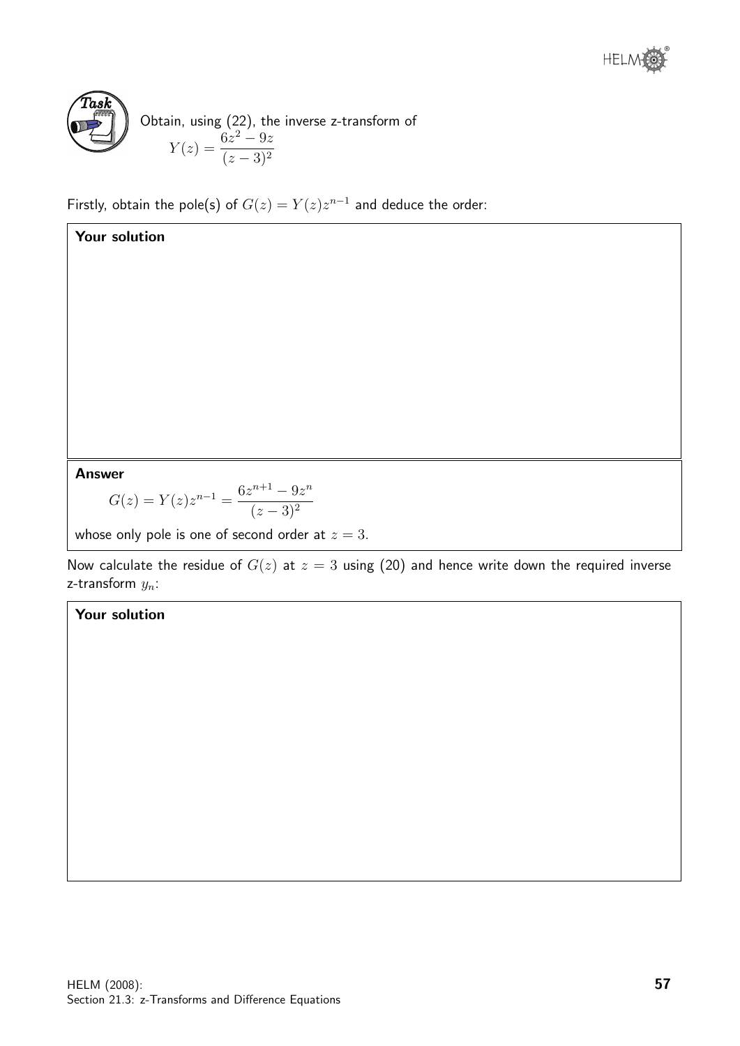**Task**

Obtain, using (22), the inverse z-transform of

$$Y(z) = \frac{6z^2 - 9z}{(z-3)^2}$$

Firstly, obtain the pole(s) of $G(z) = Y(z)z^{n-1}$ and deduce the order:

**Your solution**

**Answer**

$$G(z) = Y(z)z^{n-1} = \frac{6z^{n+1} - 9z^n}{(z-3)^2}$$

whose only pole is one of second order at $z = 3$.

Now calculate the residue of $G(z)$ at $z = 3$ using (20) and hence write down the required inverse z-transform $y_n$:

**Your solution**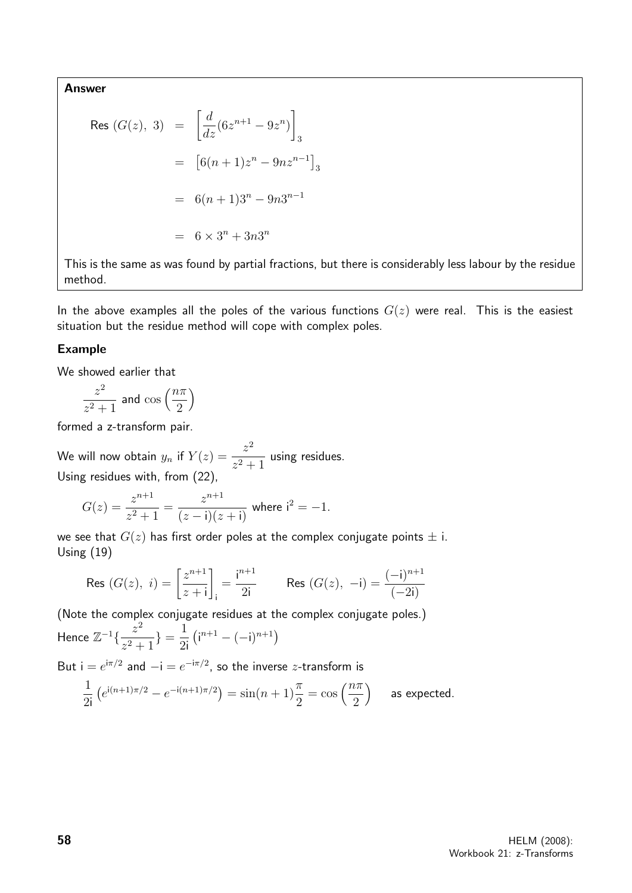**Answer**

$$\begin{aligned}
\text{Res }(G(z),\ 3) &= \left[\frac{d}{dz}(6z^{n+1} - 9z^n)\right]_3 \\
&= \left[6(n+1)z^n - 9nz^{n-1}\right]_3 \\
&= 6(n+1)3^n - 9n3^{n-1} \\
&= 6 \times 3^n + 3n3^n
\end{aligned}$$

This is the same as was found by partial fractions, but there is considerably less labour by the residue method.

In the above examples all the poles of the various functions $G(z)$ were real. This is the easiest situation but the residue method will cope with complex poles.

### Example

We showed earlier that

$$\frac{z^2}{z^2+1} \text{ and } \cos\left(\frac{n\pi}{2}\right)$$

formed a z-transform pair.

We will now obtain $y_n$ if $Y(z) = \dfrac{z^2}{z^2+1}$ using residues.

Using residues with, from (22),

$$G(z) = \frac{z^{n+1}}{z^2+1} = \frac{z^{n+1}}{(z-\text{i})(z+\text{i})} \text{ where } \text{i}^2 = -1.$$

we see that $G(z)$ has first order poles at the complex conjugate points $\pm$ i.

Using (19)

$$\text{Res }(G(z),\ i) = \left[\frac{z^{n+1}}{z+\text{i}}\right]_{\text{i}} = \frac{\text{i}^{n+1}}{2\text{i}} \qquad \text{Res }(G(z),\ -\text{i}) = \frac{(-\text{i})^{n+1}}{(-2\text{i})}$$

(Note the complex conjugate residues at the complex conjugate poles.)

Hence $\mathbb{Z}^{-1}\{\dfrac{z^2}{z^2+1}\} = \dfrac{1}{2\text{i}}\left(\text{i}^{n+1} - (-\text{i})^{n+1}\right)$

But $\text{i} = e^{\text{i}\pi/2}$ and $-\text{i} = e^{-\text{i}\pi/2}$, so the inverse $z$-transform is

$$\frac{1}{2\text{i}}\left(e^{\text{i}(n+1)\pi/2} - e^{-\text{i}(n+1)\pi/2}\right) = \sin(n+1)\frac{\pi}{2} = \cos\left(\frac{n\pi}{2}\right) \quad \text{ as expected.}$$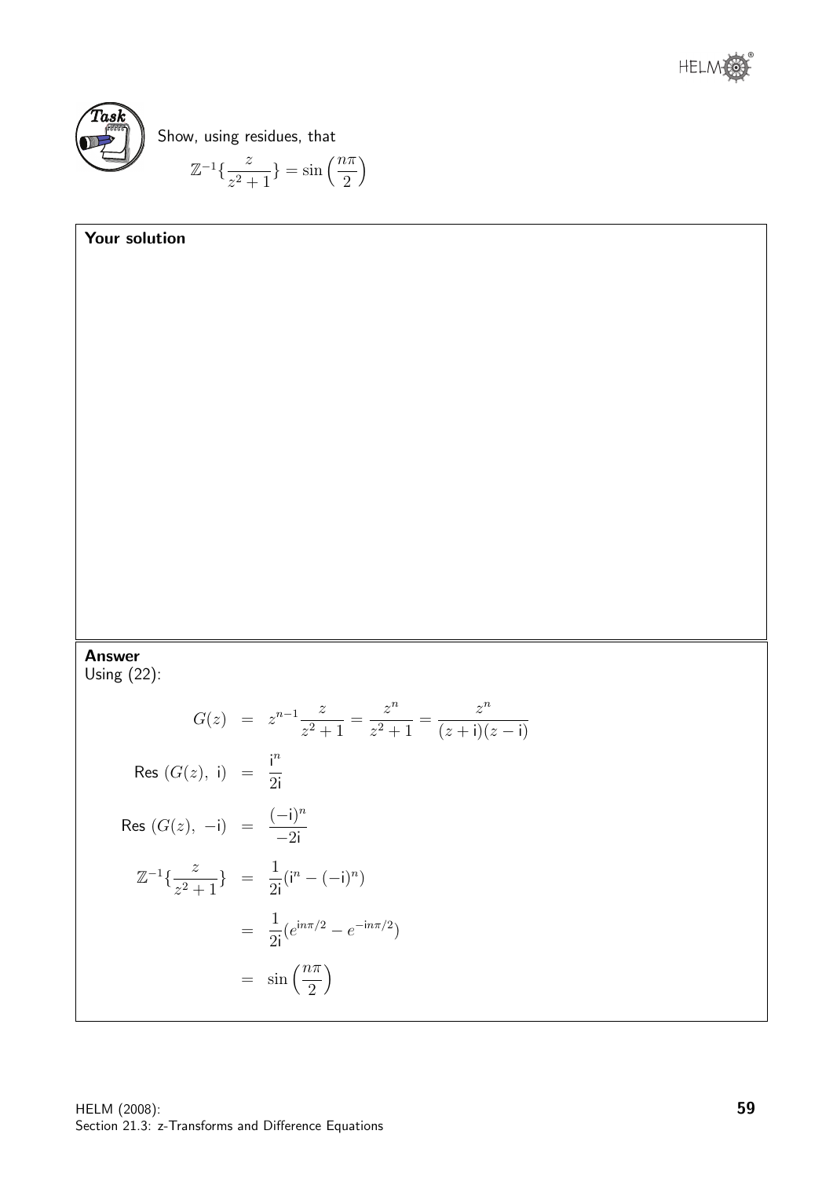**Task**

Show, using residues, that

$$\mathbb{Z}^{-1}\{\frac{z}{z^2+1}\} = \sin\left(\frac{n\pi}{2}\right)$$

**Your solution**

**Answer**

Using (22):

$$\begin{aligned}
G(z) &= z^{n-1}\frac{z}{z^2+1} = \frac{z^n}{z^2+1} = \frac{z^n}{(z+\mathrm{i})(z-\mathrm{i})} \\
\text{Res } (G(z),\ \mathrm{i}) &= \frac{\mathrm{i}^n}{2\mathrm{i}} \\
\text{Res } (G(z),\ -\mathrm{i}) &= \frac{(-\mathrm{i})^n}{-2\mathrm{i}} \\
\mathbb{Z}^{-1}\{\frac{z}{z^2+1}\} &= \frac{1}{2\mathrm{i}}(\mathrm{i}^n - (-\mathrm{i})^n) \\
&= \frac{1}{2\mathrm{i}}(e^{\mathrm{i}n\pi/2} - e^{-\mathrm{i}n\pi/2}) \\
&= \sin\left(\frac{n\pi}{2}\right)
\end{aligned}$$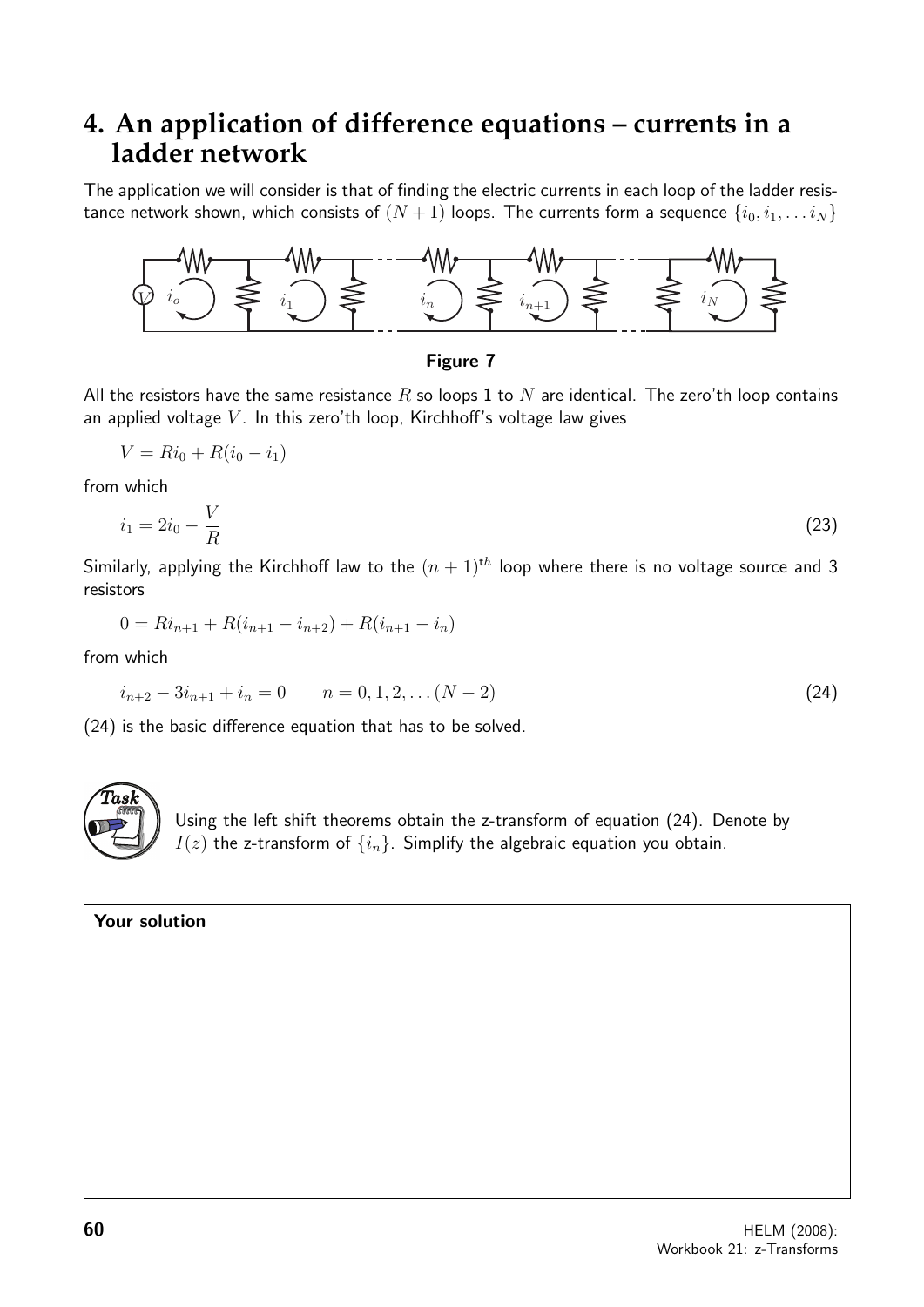## 4. An application of difference equations – currents in a ladder network

The application we will consider is that of finding the electric currents in each loop of the ladder resistance network shown, which consists of $(N+1)$ loops. The currents form a sequence $\{i_0, i_1, \ldots i_N\}$

**Figure 7**

All the resistors have the same resistance $R$ so loops 1 to $N$ are identical. The zero'th loop contains an applied voltage $V$. In this zero'th loop, Kirchhoff's voltage law gives

$$V = Ri_0 + R(i_0 - i_1)$$

from which

$$i_1 = 2i_0 - \frac{V}{R} \tag{23}$$

Similarly, applying the Kirchhoff law to the $(n+1)^{th}$ loop where there is no voltage source and 3 resistors

$$0 = Ri_{n+1} + R(i_{n+1} - i_{n+2}) + R(i_{n+1} - i_n)$$

from which

$$i_{n+2} - 3i_{n+1} + i_n = 0 \qquad n = 0, 1, 2, \ldots (N-2) \tag{24}$$

(24) is the basic difference equation that has to be solved.

**Task**

Using the left shift theorems obtain the z-transform of equation (24). Denote by $I(z)$ the z-transform of $\{i_n\}$. Simplify the algebraic equation you obtain.

**Your solution**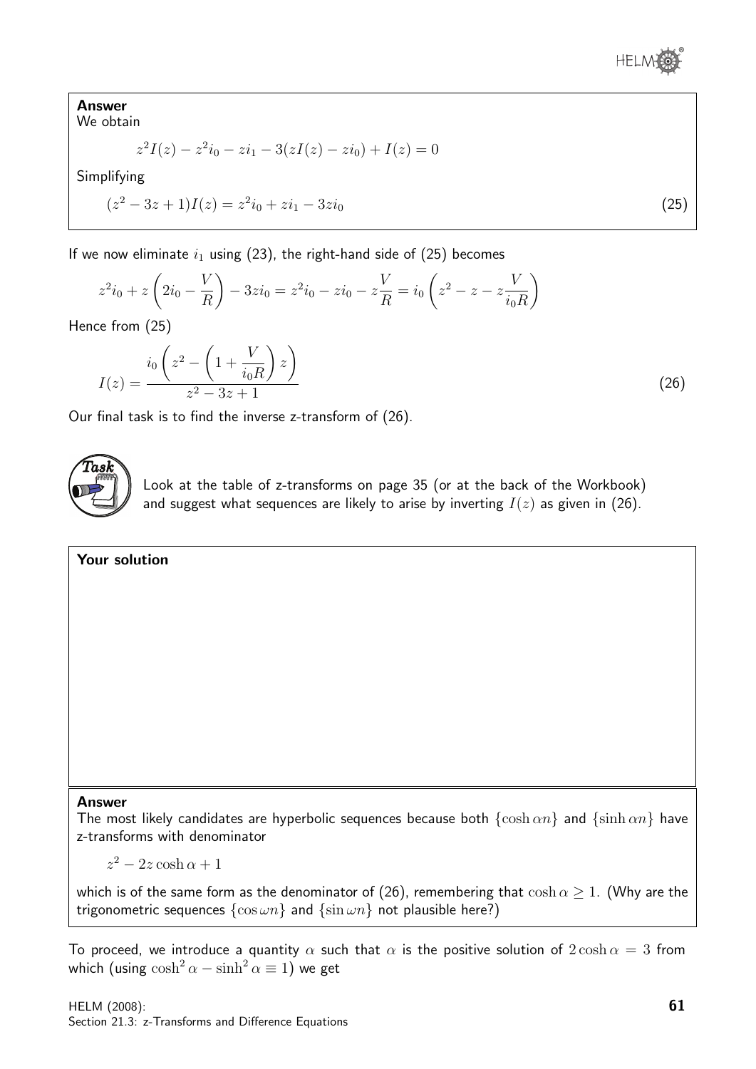**Answer**

We obtain

$$z^2 I(z) - z^2 i_0 - z i_1 - 3(zI(z) - z i_0) + I(z) = 0$$

Simplifying

$$(z^2 - 3z + 1)I(z) = z^2 i_0 + z i_1 - 3z i_0 \tag{25}$$

If we now eliminate $i_1$ using (23), the right-hand side of (25) becomes

$$z^2 i_0 + z\left(2i_0 - \frac{V}{R}\right) - 3z i_0 = z^2 i_0 - z i_0 - z\frac{V}{R} = i_0\left(z^2 - z - z\frac{V}{i_0 R}\right)$$

Hence from (25)

$$I(z) = \frac{i_0\left(z^2 - \left(1 + \frac{V}{i_0 R}\right)z\right)}{z^2 - 3z + 1} \tag{26}$$

Our final task is to find the inverse z-transform of (26).

**Task**

Look at the table of z-transforms on page 35 (or at the back of the Workbook) and suggest what sequences are likely to arise by inverting $I(z)$ as given in (26).

**Your solution**

**Answer**

The most likely candidates are hyperbolic sequences because both $\{\cosh \alpha n\}$ and $\{\sinh \alpha n\}$ have z-transforms with denominator

$$z^2 - 2z\cosh\alpha + 1$$

which is of the same form as the denominator of (26), remembering that $\cosh\alpha \geq 1$. (Why are the trigonometric sequences $\{\cos\omega n\}$ and $\{\sin\omega n\}$ not plausible here?)

To proceed, we introduce a quantity $\alpha$ such that $\alpha$ is the positive solution of $2\cosh\alpha = 3$ from which (using $\cosh^2\alpha - \sinh^2\alpha \equiv 1$) we get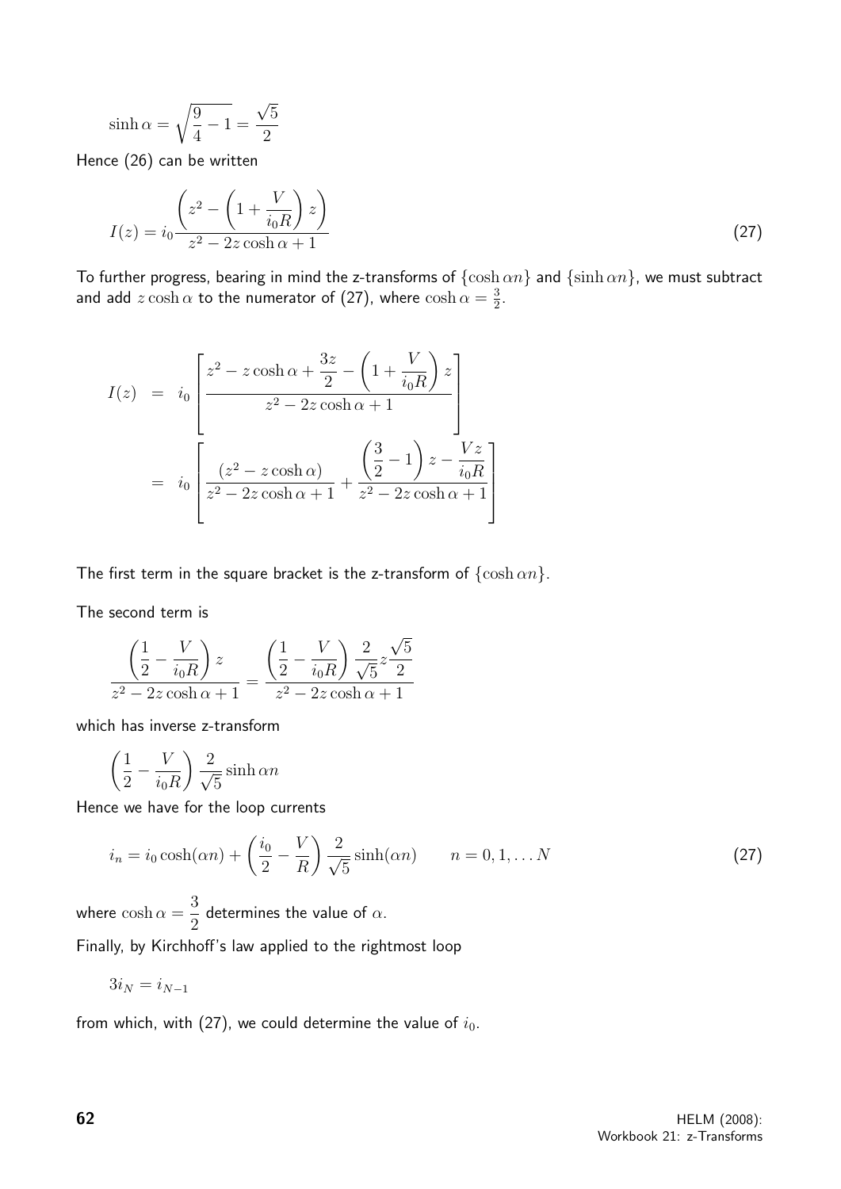$$\sinh \alpha = \sqrt{\frac{9}{4} - 1} = \frac{\sqrt{5}}{2}$$

Hence (26) can be written

$$I(z) = i_0 \frac{\left(z^2 - \left(1 + \dfrac{V}{i_0 R}\right) z\right)}{z^2 - 2z\cosh\alpha + 1} \tag{27}$$

To further progress, bearing in mind the z-transforms of $\{\cosh \alpha n\}$ and $\{\sinh \alpha n\}$, we must subtract and add $z\cosh\alpha$ to the numerator of (27), where $\cosh\alpha = \frac{3}{2}$.

$$\begin{aligned} I(z) &= i_0 \left[ \frac{z^2 - z\cosh\alpha + \dfrac{3z}{2} - \left(1 + \dfrac{V}{i_0 R}\right) z}{z^2 - 2z\cosh\alpha + 1} \right] \\ &= i_0 \left[ \frac{(z^2 - z\cosh\alpha)}{z^2 - 2z\cosh\alpha + 1} + \frac{\left(\dfrac{3}{2} - 1\right) z - \dfrac{Vz}{i_0 R}}{z^2 - 2z\cosh\alpha + 1} \right] \end{aligned}$$

The first term in the square bracket is the z-transform of $\{\cosh \alpha n\}$.

The second term is

$$\frac{\left(\dfrac{1}{2} - \dfrac{V}{i_0 R}\right) z}{z^2 - 2z\cosh\alpha + 1} = \frac{\left(\dfrac{1}{2} - \dfrac{V}{i_0 R}\right) \dfrac{2}{\sqrt{5}} z \dfrac{\sqrt{5}}{2}}{z^2 - 2z\cosh\alpha + 1}$$

which has inverse z-transform

$$\left(\frac{1}{2} - \frac{V}{i_0 R}\right) \frac{2}{\sqrt{5}} \sinh \alpha n$$

Hence we have for the loop currents

$$i_n = i_0 \cosh(\alpha n) + \left(\frac{i_0}{2} - \frac{V}{R}\right) \frac{2}{\sqrt{5}} \sinh(\alpha n) \qquad n = 0, 1, \ldots N \tag{27}$$

where $\cosh\alpha = \dfrac{3}{2}$ determines the value of $\alpha$.

Finally, by Kirchhoff's law applied to the rightmost loop

$$3 i_N = i_{N-1}$$

from which, with (27), we could determine the value of $i_0$.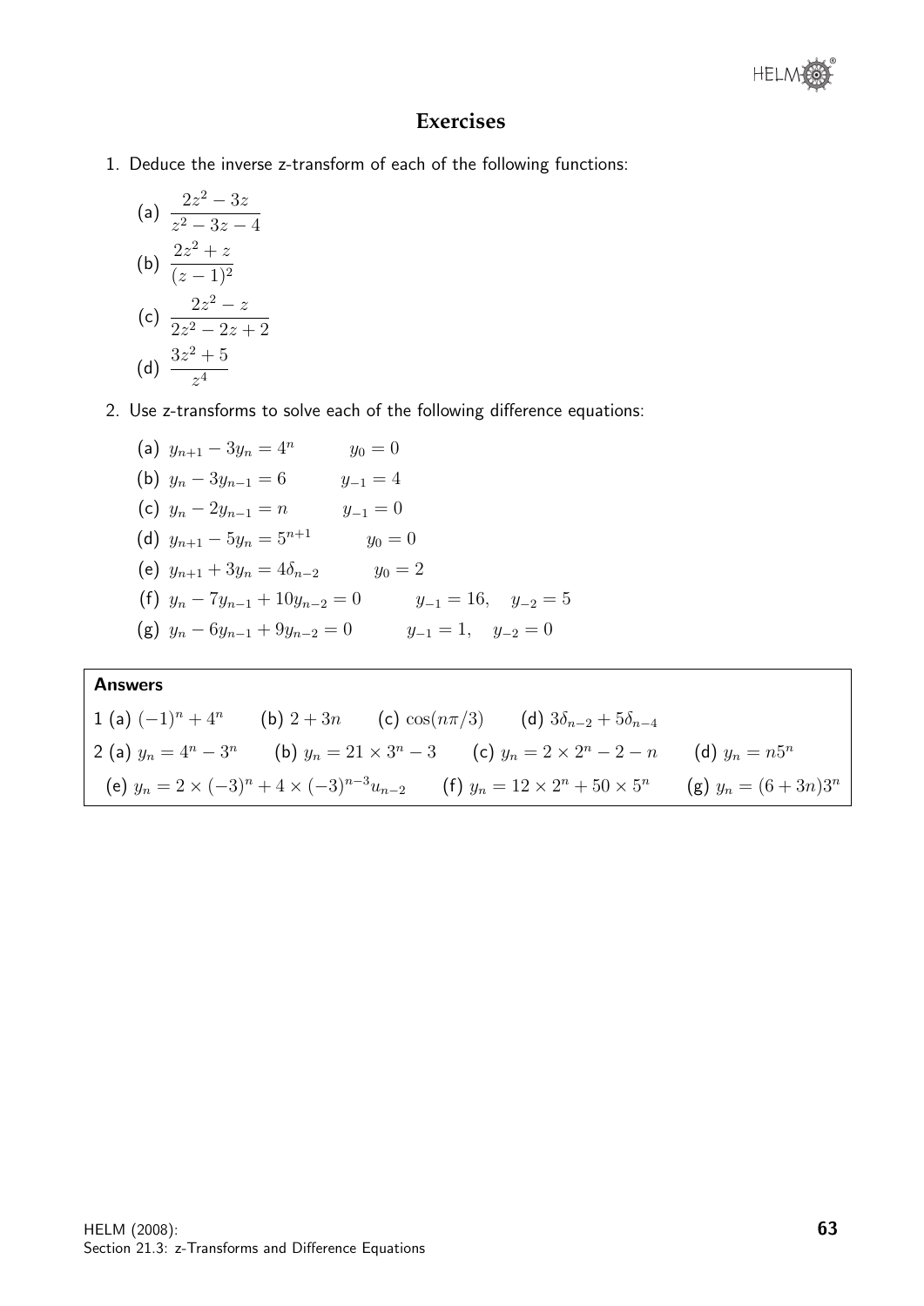# Exercises

1. Deduce the inverse z-transform of each of the following functions:

   (a) $\dfrac{2z^2 - 3z}{z^2 - 3z - 4}$

   (b) $\dfrac{2z^2 + z}{(z-1)^2}$

   (c) $\dfrac{2z^2 - z}{2z^2 - 2z + 2}$

   (d) $\dfrac{3z^2 + 5}{z^4}$

2. Use z-transforms to solve each of the following difference equations:

   (a) $y_{n+1} - 3y_n = 4^n \qquad y_0 = 0$

   (b) $y_n - 3y_{n-1} = 6 \qquad y_{-1} = 4$

   (c) $y_n - 2y_{n-1} = n \qquad y_{-1} = 0$

   (d) $y_{n+1} - 5y_n = 5^{n+1} \qquad y_0 = 0$

   (e) $y_{n+1} + 3y_n = 4\delta_{n-2} \qquad y_0 = 2$

   (f) $y_n - 7y_{n-1} + 10y_{n-2} = 0 \qquad y_{-1} = 16, \quad y_{-2} = 5$

   (g) $y_n - 6y_{n-1} + 9y_{n-2} = 0 \qquad y_{-1} = 1, \quad y_{-2} = 0$

**Answers**

1 (a) $(-1)^n + 4^n$ (b) $2 + 3n$ (c) $\cos(n\pi/3)$ (d) $3\delta_{n-2} + 5\delta_{n-4}$

2 (a) $y_n = 4^n - 3^n$ (b) $y_n = 21 \times 3^n - 3$ (c) $y_n = 2 \times 2^n - 2 - n$ (d) $y_n = n5^n$

(e) $y_n = 2 \times (-3)^n + 4 \times (-3)^{n-3}u_{n-2}$ (f) $y_n = 12 \times 2^n + 50 \times 5^n$ (g) $y_n = (6 + 3n)3^n$